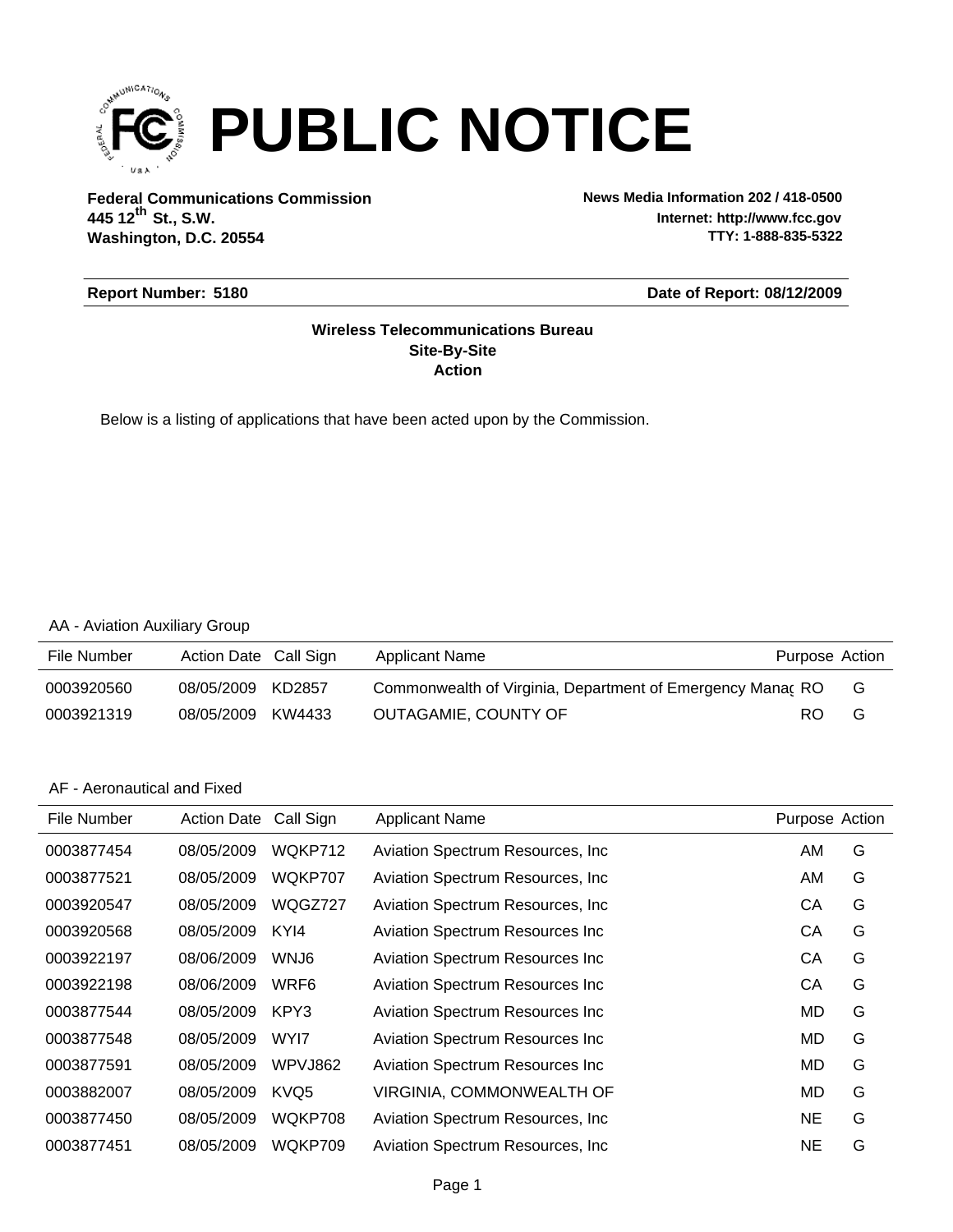# PUBLIC NOTICE

**Federal Communications Commission**
**445 12th St., S.W.**
**Washington, D.C. 20554**

**News Media Information 202 / 418-0500**
**Internet: http://www.fcc.gov**
**TTY: 1-888-835-5322**

**Report Number: 5180** **Date of Report: 08/12/2009**

**Wireless Telecommunications Bureau**
**Site-By-Site**
**Action**

Below is a listing of applications that have been acted upon by the Commission.

AA - Aviation Auxiliary Group

| File Number | Action Date | Call Sign | Applicant Name | Purpose | Action |
|---|---|---|---|---|---|
| 0003920560 | 08/05/2009 | KD2857 | Commonwealth of Virginia, Department of Emergency Manag | RO | G |
| 0003921319 | 08/05/2009 | KW4433 | OUTAGAMIE, COUNTY OF | RO | G |

AF - Aeronautical and Fixed

| File Number | Action Date | Call Sign | Applicant Name | Purpose | Action |
|---|---|---|---|---|---|
| 0003877454 | 08/05/2009 | WQKP712 | Aviation Spectrum Resources, Inc | AM | G |
| 0003877521 | 08/05/2009 | WQKP707 | Aviation Spectrum Resources, Inc | AM | G |
| 0003920547 | 08/05/2009 | WQGZ727 | Aviation Spectrum Resources, Inc | CA | G |
| 0003920568 | 08/05/2009 | KYI4 | Aviation Spectrum Resources Inc | CA | G |
| 0003922197 | 08/06/2009 | WNJ6 | Aviation Spectrum Resources Inc | CA | G |
| 0003922198 | 08/06/2009 | WRF6 | Aviation Spectrum Resources Inc | CA | G |
| 0003877544 | 08/05/2009 | KPY3 | Aviation Spectrum Resources Inc | MD | G |
| 0003877548 | 08/05/2009 | WYI7 | Aviation Spectrum Resources Inc | MD | G |
| 0003877591 | 08/05/2009 | WPVJ862 | Aviation Spectrum Resources Inc | MD | G |
| 0003882007 | 08/05/2009 | KVQ5 | VIRGINIA, COMMONWEALTH OF | MD | G |
| 0003877450 | 08/05/2009 | WQKP708 | Aviation Spectrum Resources, Inc | NE | G |
| 0003877451 | 08/05/2009 | WQKP709 | Aviation Spectrum Resources, Inc | NE | G |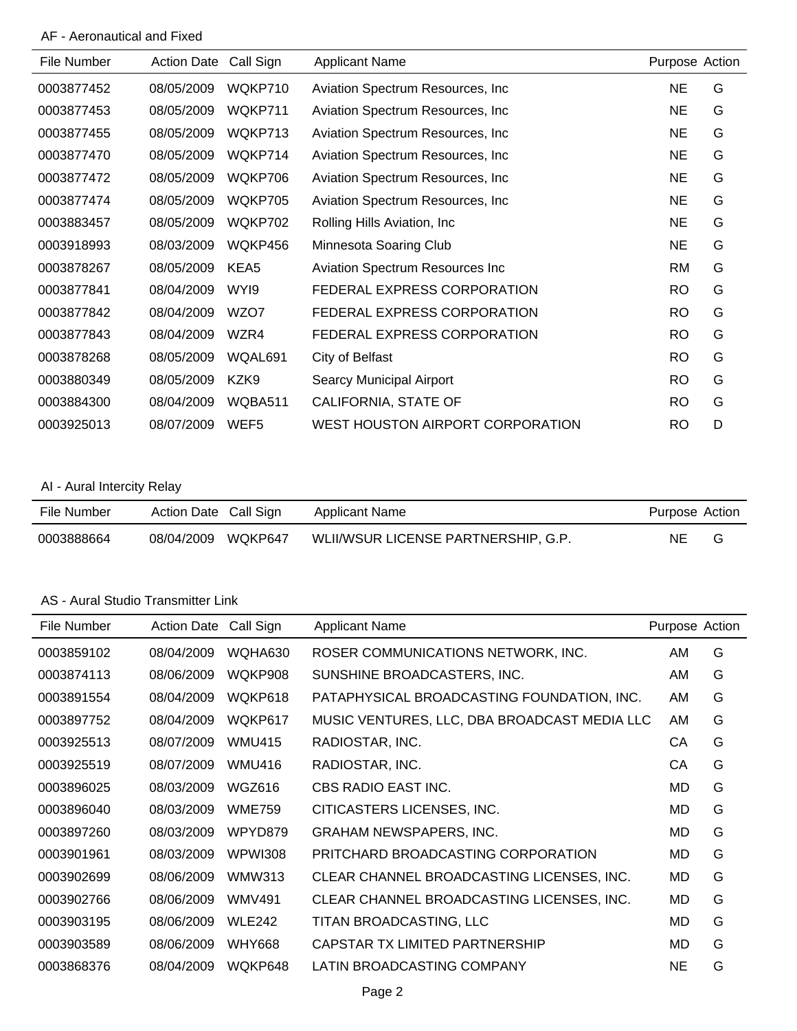AF - Aeronautical and Fixed

| File Number | Action Date | Call Sign | Applicant Name | Purpose | Action |
|---|---|---|---|---|---|
| 0003877452 | 08/05/2009 | WQKP710 | Aviation Spectrum Resources, Inc | NE | G |
| 0003877453 | 08/05/2009 | WQKP711 | Aviation Spectrum Resources, Inc | NE | G |
| 0003877455 | 08/05/2009 | WQKP713 | Aviation Spectrum Resources, Inc | NE | G |
| 0003877470 | 08/05/2009 | WQKP714 | Aviation Spectrum Resources, Inc | NE | G |
| 0003877472 | 08/05/2009 | WQKP706 | Aviation Spectrum Resources, Inc | NE | G |
| 0003877474 | 08/05/2009 | WQKP705 | Aviation Spectrum Resources, Inc | NE | G |
| 0003883457 | 08/05/2009 | WQKP702 | Rolling Hills Aviation, Inc | NE | G |
| 0003918993 | 08/03/2009 | WQKP456 | Minnesota Soaring Club | NE | G |
| 0003878267 | 08/05/2009 | KEA5 | Aviation Spectrum Resources Inc | RM | G |
| 0003877841 | 08/04/2009 | WYI9 | FEDERAL EXPRESS CORPORATION | RO | G |
| 0003877842 | 08/04/2009 | WZO7 | FEDERAL EXPRESS CORPORATION | RO | G |
| 0003877843 | 08/04/2009 | WZR4 | FEDERAL EXPRESS CORPORATION | RO | G |
| 0003878268 | 08/05/2009 | WQAL691 | City of Belfast | RO | G |
| 0003880349 | 08/05/2009 | KZK9 | Searcy Municipal Airport | RO | G |
| 0003884300 | 08/04/2009 | WQBA511 | CALIFORNIA, STATE OF | RO | G |
| 0003925013 | 08/07/2009 | WEF5 | WEST HOUSTON AIRPORT CORPORATION | RO | D |

AI - Aural Intercity Relay

| File Number | Action Date | Call Sign | Applicant Name | Purpose | Action |
|---|---|---|---|---|---|
| 0003888664 | 08/04/2009 | WQKP647 | WLII/WSUR LICENSE PARTNERSHIP, G.P. | NE | G |

AS - Aural Studio Transmitter Link

| File Number | Action Date | Call Sign | Applicant Name | Purpose | Action |
|---|---|---|---|---|---|
| 0003859102 | 08/04/2009 | WQHA630 | ROSER COMMUNICATIONS NETWORK, INC. | AM | G |
| 0003874113 | 08/06/2009 | WQKP908 | SUNSHINE BROADCASTERS, INC. | AM | G |
| 0003891554 | 08/04/2009 | WQKP618 | PATAPHYSICAL BROADCASTING FOUNDATION, INC. | AM | G |
| 0003897752 | 08/04/2009 | WQKP617 | MUSIC VENTURES, LLC, DBA BROADCAST MEDIA LLC | AM | G |
| 0003925513 | 08/07/2009 | WMU415 | RADIOSTAR, INC. | CA | G |
| 0003925519 | 08/07/2009 | WMU416 | RADIOSTAR, INC. | CA | G |
| 0003896025 | 08/03/2009 | WGZ616 | CBS RADIO EAST INC. | MD | G |
| 0003896040 | 08/03/2009 | WME759 | CITICASTERS LICENSES, INC. | MD | G |
| 0003897260 | 08/03/2009 | WPYD879 | GRAHAM NEWSPAPERS, INC. | MD | G |
| 0003901961 | 08/03/2009 | WPWI308 | PRITCHARD BROADCASTING CORPORATION | MD | G |
| 0003902699 | 08/06/2009 | WMW313 | CLEAR CHANNEL BROADCASTING LICENSES, INC. | MD | G |
| 0003902766 | 08/06/2009 | WMV491 | CLEAR CHANNEL BROADCASTING LICENSES, INC. | MD | G |
| 0003903195 | 08/06/2009 | WLE242 | TITAN BROADCASTING, LLC | MD | G |
| 0003903589 | 08/06/2009 | WHY668 | CAPSTAR TX LIMITED PARTNERSHIP | MD | G |
| 0003868376 | 08/04/2009 | WQKP648 | LATIN BROADCASTING COMPANY | NE | G |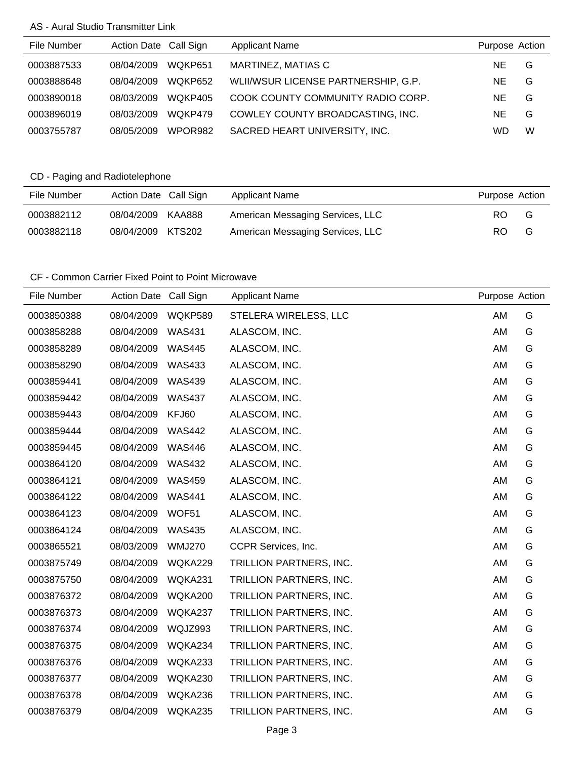### AS - Aural Studio Transmitter Link

| File Number | Action Date | Call Sign | Applicant Name | Purpose | Action |
|---|---|---|---|---|---|
| 0003887533 | 08/04/2009 | WQKP651 | MARTINEZ, MATIAS C | NE | G |
| 0003888648 | 08/04/2009 | WQKP652 | WLII/WSUR LICENSE PARTNERSHIP, G.P. | NE | G |
| 0003890018 | 08/03/2009 | WQKP405 | COOK COUNTY COMMUNITY RADIO CORP. | NE | G |
| 0003896019 | 08/03/2009 | WQKP479 | COWLEY COUNTY BROADCASTING, INC. | NE | G |
| 0003755787 | 08/05/2009 | WPOR982 | SACRED HEART UNIVERSITY, INC. | WD | W |

### CD - Paging and Radiotelephone

| File Number | Action Date | Call Sign | Applicant Name | Purpose | Action |
|---|---|---|---|---|---|
| 0003882112 | 08/04/2009 | KAA888 | American Messaging Services, LLC | RO | G |
| 0003882118 | 08/04/2009 | KTS202 | American Messaging Services, LLC | RO | G |

### CF - Common Carrier Fixed Point to Point Microwave

| File Number | Action Date | Call Sign | Applicant Name | Purpose | Action |
|---|---|---|---|---|---|
| 0003850388 | 08/04/2009 | WQKP589 | STELERA WIRELESS, LLC | AM | G |
| 0003858288 | 08/04/2009 | WAS431 | ALASCOM, INC. | AM | G |
| 0003858289 | 08/04/2009 | WAS445 | ALASCOM, INC. | AM | G |
| 0003858290 | 08/04/2009 | WAS433 | ALASCOM, INC. | AM | G |
| 0003859441 | 08/04/2009 | WAS439 | ALASCOM, INC. | AM | G |
| 0003859442 | 08/04/2009 | WAS437 | ALASCOM, INC. | AM | G |
| 0003859443 | 08/04/2009 | KFJ60 | ALASCOM, INC. | AM | G |
| 0003859444 | 08/04/2009 | WAS442 | ALASCOM, INC. | AM | G |
| 0003859445 | 08/04/2009 | WAS446 | ALASCOM, INC. | AM | G |
| 0003864120 | 08/04/2009 | WAS432 | ALASCOM, INC. | AM | G |
| 0003864121 | 08/04/2009 | WAS459 | ALASCOM, INC. | AM | G |
| 0003864122 | 08/04/2009 | WAS441 | ALASCOM, INC. | AM | G |
| 0003864123 | 08/04/2009 | WOF51 | ALASCOM, INC. | AM | G |
| 0003864124 | 08/04/2009 | WAS435 | ALASCOM, INC. | AM | G |
| 0003865521 | 08/03/2009 | WMJ270 | CCPR Services, Inc. | AM | G |
| 0003875749 | 08/04/2009 | WQKA229 | TRILLION PARTNERS, INC. | AM | G |
| 0003875750 | 08/04/2009 | WQKA231 | TRILLION PARTNERS, INC. | AM | G |
| 0003876372 | 08/04/2009 | WQKA200 | TRILLION PARTNERS, INC. | AM | G |
| 0003876373 | 08/04/2009 | WQKA237 | TRILLION PARTNERS, INC. | AM | G |
| 0003876374 | 08/04/2009 | WQJZ993 | TRILLION PARTNERS, INC. | AM | G |
| 0003876375 | 08/04/2009 | WQKA234 | TRILLION PARTNERS, INC. | AM | G |
| 0003876376 | 08/04/2009 | WQKA233 | TRILLION PARTNERS, INC. | AM | G |
| 0003876377 | 08/04/2009 | WQKA230 | TRILLION PARTNERS, INC. | AM | G |
| 0003876378 | 08/04/2009 | WQKA236 | TRILLION PARTNERS, INC. | AM | G |
| 0003876379 | 08/04/2009 | WQKA235 | TRILLION PARTNERS, INC. | AM | G |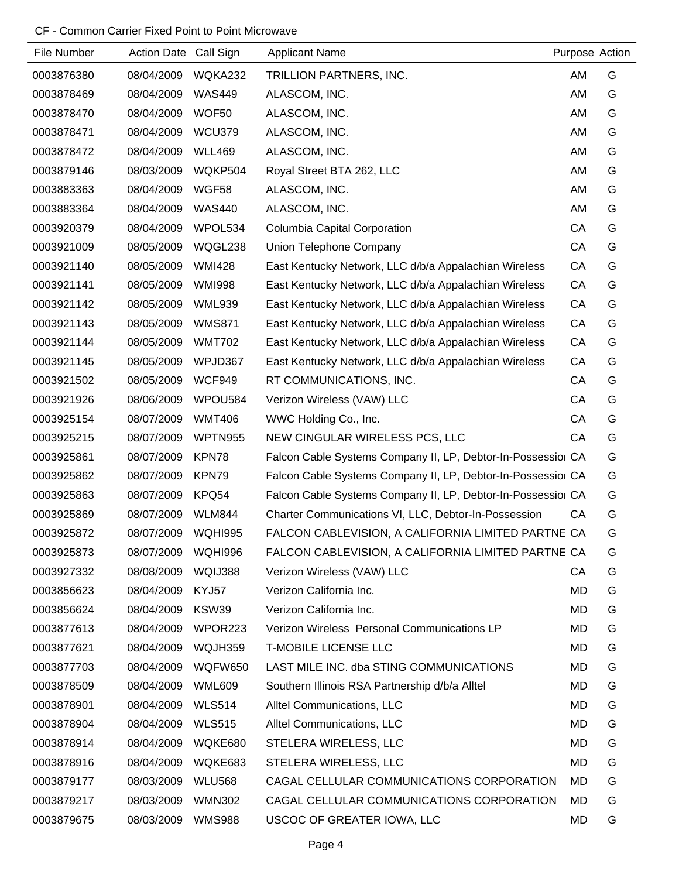CF - Common Carrier Fixed Point to Point Microwave

| File Number | Action Date | Call Sign | Applicant Name | Purpose | Action |
|---|---|---|---|---|---|
| 0003876380 | 08/04/2009 | WQKA232 | TRILLION PARTNERS, INC. | AM | G |
| 0003878469 | 08/04/2009 | WAS449 | ALASCOM, INC. | AM | G |
| 0003878470 | 08/04/2009 | WOF50 | ALASCOM, INC. | AM | G |
| 0003878471 | 08/04/2009 | WCU379 | ALASCOM, INC. | AM | G |
| 0003878472 | 08/04/2009 | WLL469 | ALASCOM, INC. | AM | G |
| 0003879146 | 08/03/2009 | WQKP504 | Royal Street BTA 262, LLC | AM | G |
| 0003883363 | 08/04/2009 | WGF58 | ALASCOM, INC. | AM | G |
| 0003883364 | 08/04/2009 | WAS440 | ALASCOM, INC. | AM | G |
| 0003920379 | 08/04/2009 | WPOL534 | Columbia Capital Corporation | CA | G |
| 0003921009 | 08/05/2009 | WQGL238 | Union Telephone Company | CA | G |
| 0003921140 | 08/05/2009 | WMI428 | East Kentucky Network, LLC d/b/a Appalachian Wireless | CA | G |
| 0003921141 | 08/05/2009 | WMI998 | East Kentucky Network, LLC d/b/a Appalachian Wireless | CA | G |
| 0003921142 | 08/05/2009 | WML939 | East Kentucky Network, LLC d/b/a Appalachian Wireless | CA | G |
| 0003921143 | 08/05/2009 | WMS871 | East Kentucky Network, LLC d/b/a Appalachian Wireless | CA | G |
| 0003921144 | 08/05/2009 | WMT702 | East Kentucky Network, LLC d/b/a Appalachian Wireless | CA | G |
| 0003921145 | 08/05/2009 | WPJD367 | East Kentucky Network, LLC d/b/a Appalachian Wireless | CA | G |
| 0003921502 | 08/05/2009 | WCF949 | RT COMMUNICATIONS, INC. | CA | G |
| 0003921926 | 08/06/2009 | WPOU584 | Verizon Wireless (VAW) LLC | CA | G |
| 0003925154 | 08/07/2009 | WMT406 | WWC Holding Co., Inc. | CA | G |
| 0003925215 | 08/07/2009 | WPTN955 | NEW CINGULAR WIRELESS PCS, LLC | CA | G |
| 0003925861 | 08/07/2009 | KPN78 | Falcon Cable Systems Company II, LP, Debtor-In-Possessioı | CA | G |
| 0003925862 | 08/07/2009 | KPN79 | Falcon Cable Systems Company II, LP, Debtor-In-Possessioı | CA | G |
| 0003925863 | 08/07/2009 | KPQ54 | Falcon Cable Systems Company II, LP, Debtor-In-Possessioı | CA | G |
| 0003925869 | 08/07/2009 | WLM844 | Charter Communications VI, LLC, Debtor-In-Possession | CA | G |
| 0003925872 | 08/07/2009 | WQHI995 | FALCON CABLEVISION, A CALIFORNIA LIMITED PARTNE | CA | G |
| 0003925873 | 08/07/2009 | WQHI996 | FALCON CABLEVISION, A CALIFORNIA LIMITED PARTNE | CA | G |
| 0003927332 | 08/08/2009 | WQIJ388 | Verizon Wireless (VAW) LLC | CA | G |
| 0003856623 | 08/04/2009 | KYJ57 | Verizon California Inc. | MD | G |
| 0003856624 | 08/04/2009 | KSW39 | Verizon California Inc. | MD | G |
| 0003877613 | 08/04/2009 | WPOR223 | Verizon Wireless  Personal Communications LP | MD | G |
| 0003877621 | 08/04/2009 | WQJH359 | T-MOBILE LICENSE LLC | MD | G |
| 0003877703 | 08/04/2009 | WQFW650 | LAST MILE INC. dba STING COMMUNICATIONS | MD | G |
| 0003878509 | 08/04/2009 | WML609 | Southern Illinois RSA Partnership d/b/a Alltel | MD | G |
| 0003878901 | 08/04/2009 | WLS514 | Alltel Communications, LLC | MD | G |
| 0003878904 | 08/04/2009 | WLS515 | Alltel Communications, LLC | MD | G |
| 0003878914 | 08/04/2009 | WQKE680 | STELERA WIRELESS, LLC | MD | G |
| 0003878916 | 08/04/2009 | WQKE683 | STELERA WIRELESS, LLC | MD | G |
| 0003879177 | 08/03/2009 | WLU568 | CAGAL CELLULAR COMMUNICATIONS CORPORATION | MD | G |
| 0003879217 | 08/03/2009 | WMN302 | CAGAL CELLULAR COMMUNICATIONS CORPORATION | MD | G |
| 0003879675 | 08/03/2009 | WMS988 | USCOC OF GREATER IOWA, LLC | MD | G |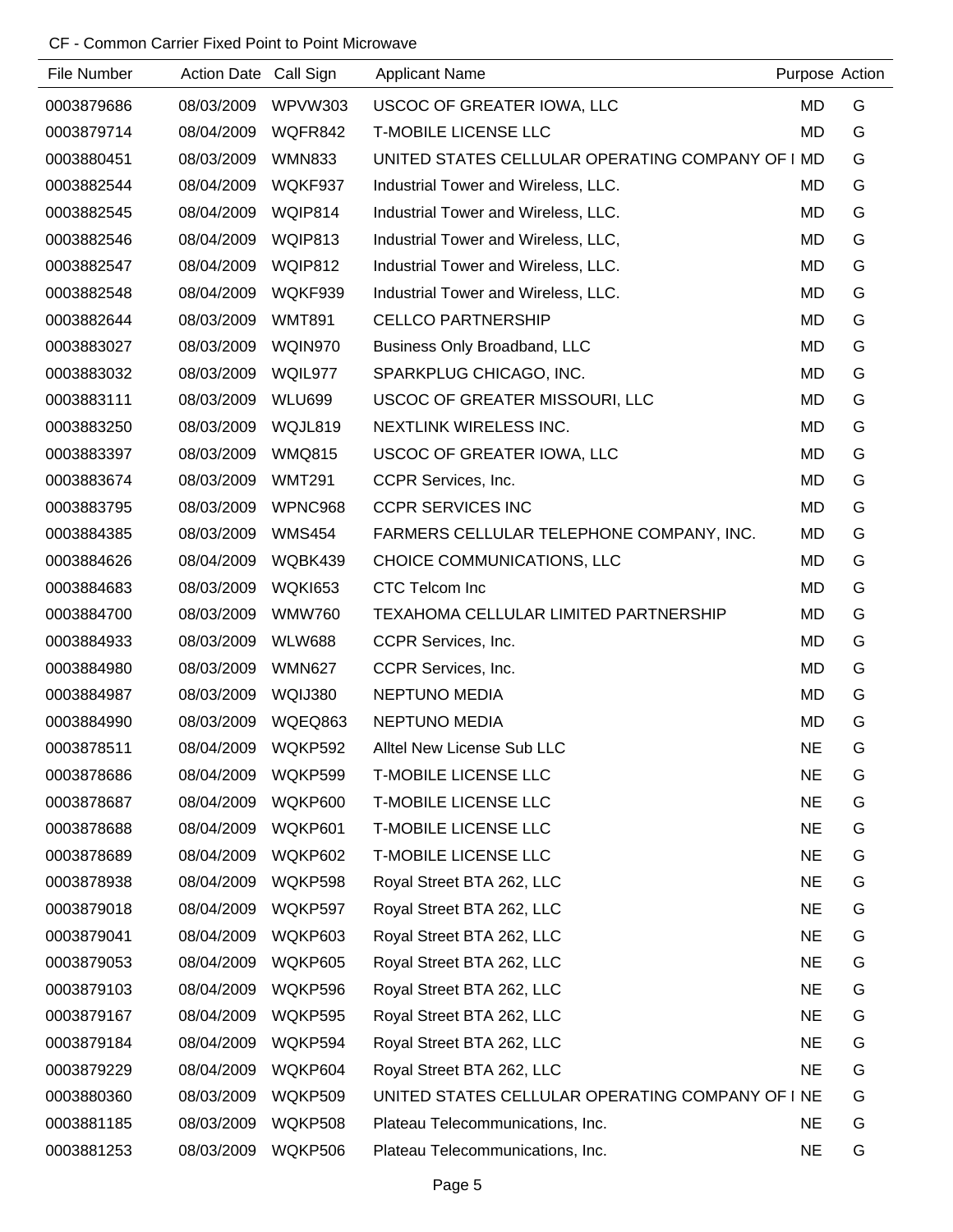CF - Common Carrier Fixed Point to Point Microwave

| File Number | Action Date | Call Sign | Applicant Name | Purpose | Action |
|---|---|---|---|---|---|
| 0003879686 | 08/03/2009 | WPVW303 | USCOC OF GREATER IOWA, LLC | MD | G |
| 0003879714 | 08/04/2009 | WQFR842 | T-MOBILE LICENSE LLC | MD | G |
| 0003880451 | 08/03/2009 | WMN833 | UNITED STATES CELLULAR OPERATING COMPANY OF I | MD | G |
| 0003882544 | 08/04/2009 | WQKF937 | Industrial Tower and Wireless, LLC. | MD | G |
| 0003882545 | 08/04/2009 | WQIP814 | Industrial Tower and Wireless, LLC. | MD | G |
| 0003882546 | 08/04/2009 | WQIP813 | Industrial Tower and Wireless, LLC, | MD | G |
| 0003882547 | 08/04/2009 | WQIP812 | Industrial Tower and Wireless, LLC. | MD | G |
| 0003882548 | 08/04/2009 | WQKF939 | Industrial Tower and Wireless, LLC. | MD | G |
| 0003882644 | 08/03/2009 | WMT891 | CELLCO PARTNERSHIP | MD | G |
| 0003883027 | 08/03/2009 | WQIN970 | Business Only Broadband, LLC | MD | G |
| 0003883032 | 08/03/2009 | WQIL977 | SPARKPLUG CHICAGO, INC. | MD | G |
| 0003883111 | 08/03/2009 | WLU699 | USCOC OF GREATER MISSOURI, LLC | MD | G |
| 0003883250 | 08/03/2009 | WQJL819 | NEXTLINK WIRELESS INC. | MD | G |
| 0003883397 | 08/03/2009 | WMQ815 | USCOC OF GREATER IOWA, LLC | MD | G |
| 0003883674 | 08/03/2009 | WMT291 | CCPR Services, Inc. | MD | G |
| 0003883795 | 08/03/2009 | WPNC968 | CCPR SERVICES INC | MD | G |
| 0003884385 | 08/03/2009 | WMS454 | FARMERS CELLULAR TELEPHONE COMPANY, INC. | MD | G |
| 0003884626 | 08/04/2009 | WQBK439 | CHOICE COMMUNICATIONS, LLC | MD | G |
| 0003884683 | 08/03/2009 | WQKI653 | CTC Telcom Inc | MD | G |
| 0003884700 | 08/03/2009 | WMW760 | TEXAHOMA CELLULAR LIMITED PARTNERSHIP | MD | G |
| 0003884933 | 08/03/2009 | WLW688 | CCPR Services, Inc. | MD | G |
| 0003884980 | 08/03/2009 | WMN627 | CCPR Services, Inc. | MD | G |
| 0003884987 | 08/03/2009 | WQIJ380 | NEPTUNO MEDIA | MD | G |
| 0003884990 | 08/03/2009 | WQEQ863 | NEPTUNO MEDIA | MD | G |
| 0003878511 | 08/04/2009 | WQKP592 | Alltel New License Sub LLC | NE | G |
| 0003878686 | 08/04/2009 | WQKP599 | T-MOBILE LICENSE LLC | NE | G |
| 0003878687 | 08/04/2009 | WQKP600 | T-MOBILE LICENSE LLC | NE | G |
| 0003878688 | 08/04/2009 | WQKP601 | T-MOBILE LICENSE LLC | NE | G |
| 0003878689 | 08/04/2009 | WQKP602 | T-MOBILE LICENSE LLC | NE | G |
| 0003878938 | 08/04/2009 | WQKP598 | Royal Street BTA 262, LLC | NE | G |
| 0003879018 | 08/04/2009 | WQKP597 | Royal Street BTA 262, LLC | NE | G |
| 0003879041 | 08/04/2009 | WQKP603 | Royal Street BTA 262, LLC | NE | G |
| 0003879053 | 08/04/2009 | WQKP605 | Royal Street BTA 262, LLC | NE | G |
| 0003879103 | 08/04/2009 | WQKP596 | Royal Street BTA 262, LLC | NE | G |
| 0003879167 | 08/04/2009 | WQKP595 | Royal Street BTA 262, LLC | NE | G |
| 0003879184 | 08/04/2009 | WQKP594 | Royal Street BTA 262, LLC | NE | G |
| 0003879229 | 08/04/2009 | WQKP604 | Royal Street BTA 262, LLC | NE | G |
| 0003880360 | 08/03/2009 | WQKP509 | UNITED STATES CELLULAR OPERATING COMPANY OF I | NE | G |
| 0003881185 | 08/03/2009 | WQKP508 | Plateau Telecommunications, Inc. | NE | G |
| 0003881253 | 08/03/2009 | WQKP506 | Plateau Telecommunications, Inc. | NE | G |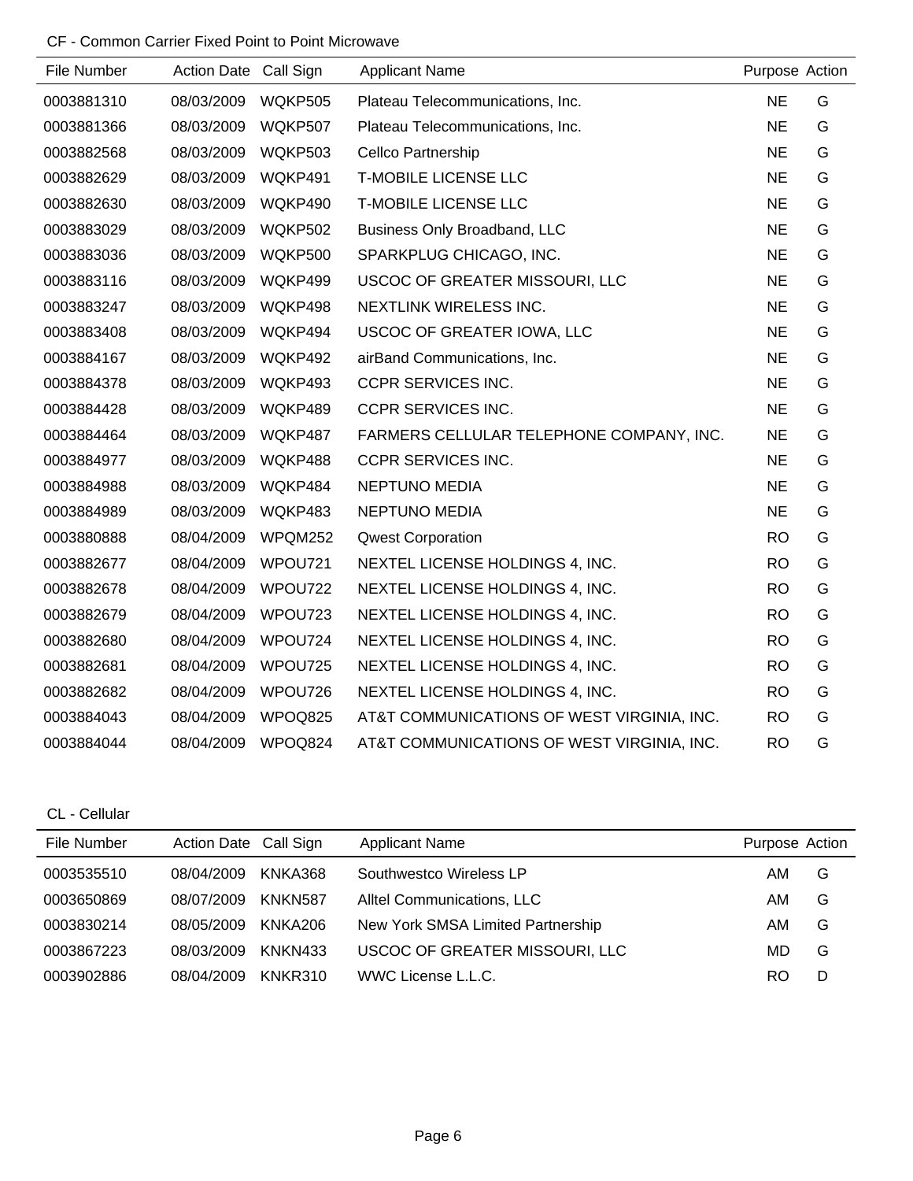CF - Common Carrier Fixed Point to Point Microwave

| File Number | Action Date | Call Sign | Applicant Name | Purpose | Action |
| --- | --- | --- | --- | --- | --- |
| 0003881310 | 08/03/2009 | WQKP505 | Plateau Telecommunications, Inc. | NE | G |
| 0003881366 | 08/03/2009 | WQKP507 | Plateau Telecommunications, Inc. | NE | G |
| 0003882568 | 08/03/2009 | WQKP503 | Cellco Partnership | NE | G |
| 0003882629 | 08/03/2009 | WQKP491 | T-MOBILE LICENSE LLC | NE | G |
| 0003882630 | 08/03/2009 | WQKP490 | T-MOBILE LICENSE LLC | NE | G |
| 0003883029 | 08/03/2009 | WQKP502 | Business Only Broadband, LLC | NE | G |
| 0003883036 | 08/03/2009 | WQKP500 | SPARKPLUG CHICAGO, INC. | NE | G |
| 0003883116 | 08/03/2009 | WQKP499 | USCOC OF GREATER MISSOURI, LLC | NE | G |
| 0003883247 | 08/03/2009 | WQKP498 | NEXTLINK WIRELESS INC. | NE | G |
| 0003883408 | 08/03/2009 | WQKP494 | USCOC OF GREATER IOWA, LLC | NE | G |
| 0003884167 | 08/03/2009 | WQKP492 | airBand Communications, Inc. | NE | G |
| 0003884378 | 08/03/2009 | WQKP493 | CCPR SERVICES INC. | NE | G |
| 0003884428 | 08/03/2009 | WQKP489 | CCPR SERVICES INC. | NE | G |
| 0003884464 | 08/03/2009 | WQKP487 | FARMERS CELLULAR TELEPHONE COMPANY, INC. | NE | G |
| 0003884977 | 08/03/2009 | WQKP488 | CCPR SERVICES INC. | NE | G |
| 0003884988 | 08/03/2009 | WQKP484 | NEPTUNO MEDIA | NE | G |
| 0003884989 | 08/03/2009 | WQKP483 | NEPTUNO MEDIA | NE | G |
| 0003880888 | 08/04/2009 | WPQM252 | Qwest Corporation | RO | G |
| 0003882677 | 08/04/2009 | WPOU721 | NEXTEL LICENSE HOLDINGS 4, INC. | RO | G |
| 0003882678 | 08/04/2009 | WPOU722 | NEXTEL LICENSE HOLDINGS 4, INC. | RO | G |
| 0003882679 | 08/04/2009 | WPOU723 | NEXTEL LICENSE HOLDINGS 4, INC. | RO | G |
| 0003882680 | 08/04/2009 | WPOU724 | NEXTEL LICENSE HOLDINGS 4, INC. | RO | G |
| 0003882681 | 08/04/2009 | WPOU725 | NEXTEL LICENSE HOLDINGS 4, INC. | RO | G |
| 0003882682 | 08/04/2009 | WPOU726 | NEXTEL LICENSE HOLDINGS 4, INC. | RO | G |
| 0003884043 | 08/04/2009 | WPOQ825 | AT&T COMMUNICATIONS OF WEST VIRGINIA, INC. | RO | G |
| 0003884044 | 08/04/2009 | WPOQ824 | AT&T COMMUNICATIONS OF WEST VIRGINIA, INC. | RO | G |

CL - Cellular

| File Number | Action Date | Call Sign | Applicant Name | Purpose | Action |
| --- | --- | --- | --- | --- | --- |
| 0003535510 | 08/04/2009 | KNKA368 | Southwestco Wireless LP | AM | G |
| 0003650869 | 08/07/2009 | KNKN587 | Alltel Communications, LLC | AM | G |
| 0003830214 | 08/05/2009 | KNKA206 | New York SMSA Limited Partnership | AM | G |
| 0003867223 | 08/03/2009 | KNKN433 | USCOC OF GREATER MISSOURI, LLC | MD | G |
| 0003902886 | 08/04/2009 | KNKR310 | WWC License L.L.C. | RO | D |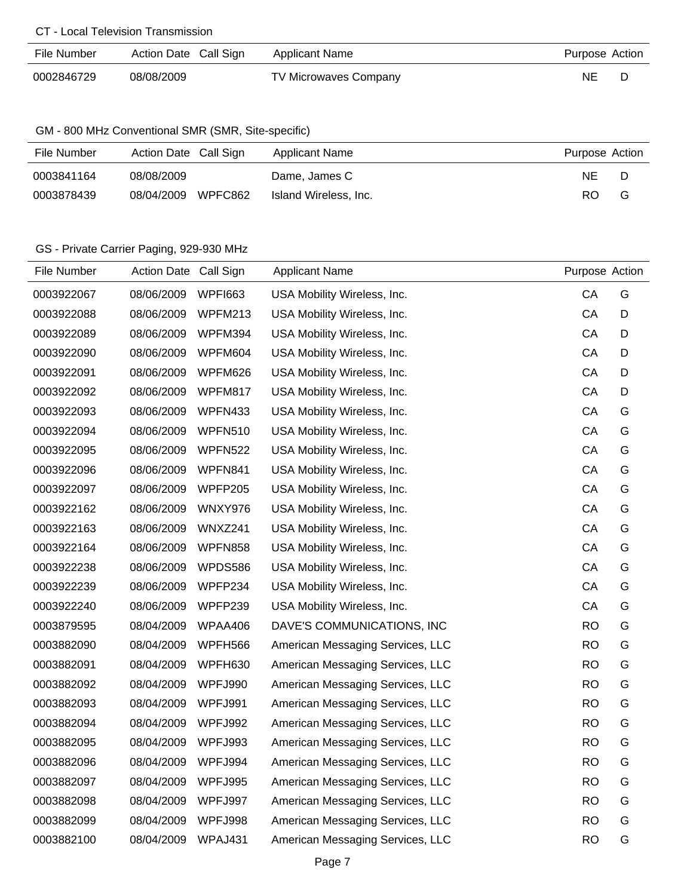CT - Local Television Transmission

| File Number | Action Date | Call Sign | Applicant Name | Purpose | Action |
|---|---|---|---|---|---|
| 0002846729 | 08/08/2009 | | TV Microwaves Company | NE | D |

GM - 800 MHz Conventional SMR (SMR, Site-specific)

| File Number | Action Date | Call Sign | Applicant Name | Purpose | Action |
|---|---|---|---|---|---|
| 0003841164 | 08/08/2009 | | Dame, James C | NE | D |
| 0003878439 | 08/04/2009 | WPFC862 | Island Wireless, Inc. | RO | G |

GS - Private Carrier Paging, 929-930 MHz

| File Number | Action Date | Call Sign | Applicant Name | Purpose | Action |
|---|---|---|---|---|---|
| 0003922067 | 08/06/2009 | WPFI663 | USA Mobility Wireless, Inc. | CA | G |
| 0003922088 | 08/06/2009 | WPFM213 | USA Mobility Wireless, Inc. | CA | D |
| 0003922089 | 08/06/2009 | WPFM394 | USA Mobility Wireless, Inc. | CA | D |
| 0003922090 | 08/06/2009 | WPFM604 | USA Mobility Wireless, Inc. | CA | D |
| 0003922091 | 08/06/2009 | WPFM626 | USA Mobility Wireless, Inc. | CA | D |
| 0003922092 | 08/06/2009 | WPFM817 | USA Mobility Wireless, Inc. | CA | D |
| 0003922093 | 08/06/2009 | WPFN433 | USA Mobility Wireless, Inc. | CA | G |
| 0003922094 | 08/06/2009 | WPFN510 | USA Mobility Wireless, Inc. | CA | G |
| 0003922095 | 08/06/2009 | WPFN522 | USA Mobility Wireless, Inc. | CA | G |
| 0003922096 | 08/06/2009 | WPFN841 | USA Mobility Wireless, Inc. | CA | G |
| 0003922097 | 08/06/2009 | WPFP205 | USA Mobility Wireless, Inc. | CA | G |
| 0003922162 | 08/06/2009 | WNXY976 | USA Mobility Wireless, Inc. | CA | G |
| 0003922163 | 08/06/2009 | WNXZ241 | USA Mobility Wireless, Inc. | CA | G |
| 0003922164 | 08/06/2009 | WPFN858 | USA Mobility Wireless, Inc. | CA | G |
| 0003922238 | 08/06/2009 | WPDS586 | USA Mobility Wireless, Inc. | CA | G |
| 0003922239 | 08/06/2009 | WPFP234 | USA Mobility Wireless, Inc. | CA | G |
| 0003922240 | 08/06/2009 | WPFP239 | USA Mobility Wireless, Inc. | CA | G |
| 0003879595 | 08/04/2009 | WPAA406 | DAVE'S COMMUNICATIONS, INC | RO | G |
| 0003882090 | 08/04/2009 | WPFH566 | American Messaging Services, LLC | RO | G |
| 0003882091 | 08/04/2009 | WPFH630 | American Messaging Services, LLC | RO | G |
| 0003882092 | 08/04/2009 | WPFJ990 | American Messaging Services, LLC | RO | G |
| 0003882093 | 08/04/2009 | WPFJ991 | American Messaging Services, LLC | RO | G |
| 0003882094 | 08/04/2009 | WPFJ992 | American Messaging Services, LLC | RO | G |
| 0003882095 | 08/04/2009 | WPFJ993 | American Messaging Services, LLC | RO | G |
| 0003882096 | 08/04/2009 | WPFJ994 | American Messaging Services, LLC | RO | G |
| 0003882097 | 08/04/2009 | WPFJ995 | American Messaging Services, LLC | RO | G |
| 0003882098 | 08/04/2009 | WPFJ997 | American Messaging Services, LLC | RO | G |
| 0003882099 | 08/04/2009 | WPFJ998 | American Messaging Services, LLC | RO | G |
| 0003882100 | 08/04/2009 | WPAJ431 | American Messaging Services, LLC | RO | G |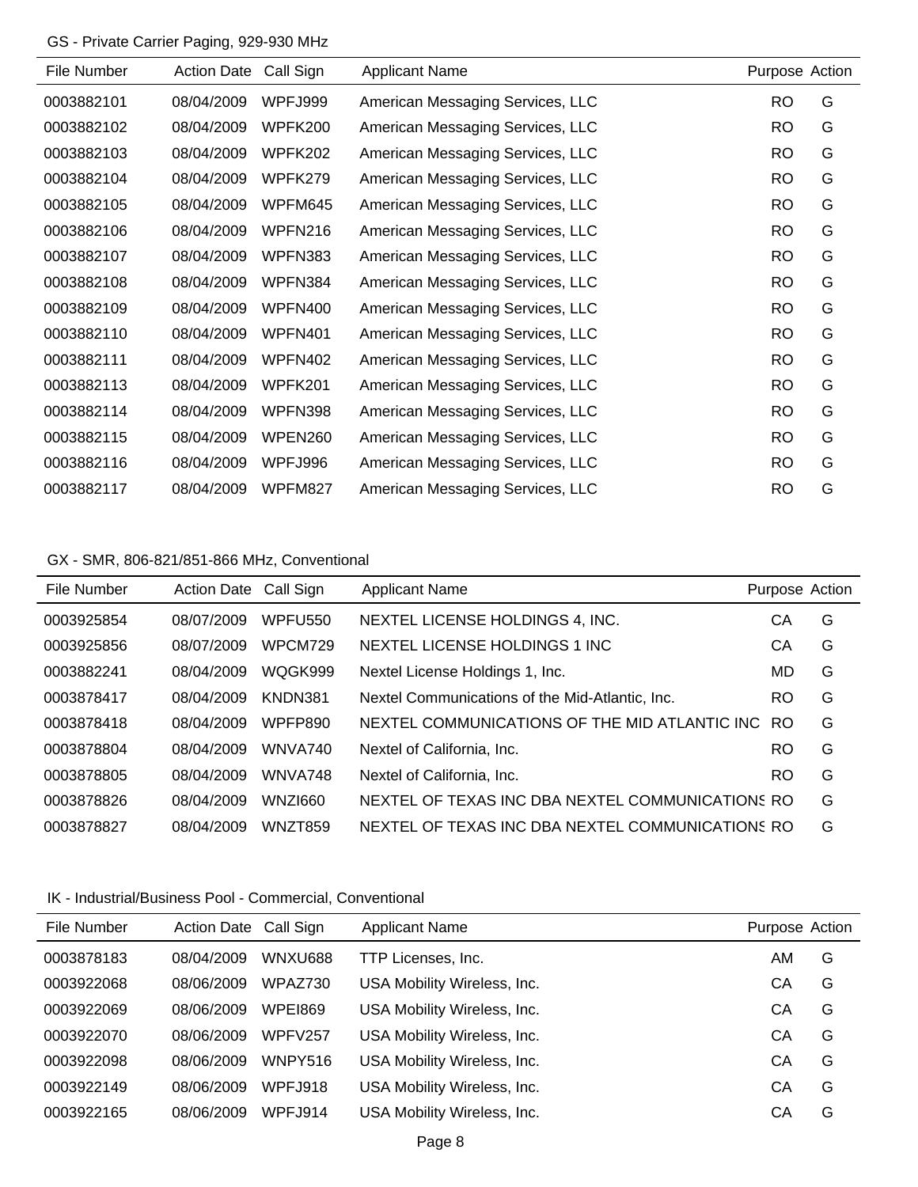GS - Private Carrier Paging, 929-930 MHz

| File Number | Action Date | Call Sign | Applicant Name | Purpose | Action |
|---|---|---|---|---|---|
| 0003882101 | 08/04/2009 | WPFJ999 | American Messaging Services, LLC | RO | G |
| 0003882102 | 08/04/2009 | WPFK200 | American Messaging Services, LLC | RO | G |
| 0003882103 | 08/04/2009 | WPFK202 | American Messaging Services, LLC | RO | G |
| 0003882104 | 08/04/2009 | WPFK279 | American Messaging Services, LLC | RO | G |
| 0003882105 | 08/04/2009 | WPFM645 | American Messaging Services, LLC | RO | G |
| 0003882106 | 08/04/2009 | WPFN216 | American Messaging Services, LLC | RO | G |
| 0003882107 | 08/04/2009 | WPFN383 | American Messaging Services, LLC | RO | G |
| 0003882108 | 08/04/2009 | WPFN384 | American Messaging Services, LLC | RO | G |
| 0003882109 | 08/04/2009 | WPFN400 | American Messaging Services, LLC | RO | G |
| 0003882110 | 08/04/2009 | WPFN401 | American Messaging Services, LLC | RO | G |
| 0003882111 | 08/04/2009 | WPFN402 | American Messaging Services, LLC | RO | G |
| 0003882113 | 08/04/2009 | WPFK201 | American Messaging Services, LLC | RO | G |
| 0003882114 | 08/04/2009 | WPFN398 | American Messaging Services, LLC | RO | G |
| 0003882115 | 08/04/2009 | WPEN260 | American Messaging Services, LLC | RO | G |
| 0003882116 | 08/04/2009 | WPFJ996 | American Messaging Services, LLC | RO | G |
| 0003882117 | 08/04/2009 | WPFM827 | American Messaging Services, LLC | RO | G |

GX - SMR, 806-821/851-866 MHz, Conventional

| File Number | Action Date | Call Sign | Applicant Name | Purpose | Action |
|---|---|---|---|---|---|
| 0003925854 | 08/07/2009 | WPFU550 | NEXTEL LICENSE HOLDINGS 4, INC. | CA | G |
| 0003925856 | 08/07/2009 | WPCM729 | NEXTEL LICENSE HOLDINGS 1 INC | CA | G |
| 0003882241 | 08/04/2009 | WQGK999 | Nextel License Holdings 1, Inc. | MD | G |
| 0003878417 | 08/04/2009 | KNDN381 | Nextel Communications of the Mid-Atlantic, Inc. | RO | G |
| 0003878418 | 08/04/2009 | WPFP890 | NEXTEL COMMUNICATIONS OF THE MID ATLANTIC INC | RO | G |
| 0003878804 | 08/04/2009 | WNVA740 | Nextel of California, Inc. | RO | G |
| 0003878805 | 08/04/2009 | WNVA748 | Nextel of California, Inc. | RO | G |
| 0003878826 | 08/04/2009 | WNZI660 | NEXTEL OF TEXAS INC DBA NEXTEL COMMUNICATIONS | RO | G |
| 0003878827 | 08/04/2009 | WNZT859 | NEXTEL OF TEXAS INC DBA NEXTEL COMMUNICATIONS | RO | G |

IK - Industrial/Business Pool - Commercial, Conventional

| File Number | Action Date | Call Sign | Applicant Name | Purpose | Action |
|---|---|---|---|---|---|
| 0003878183 | 08/04/2009 | WNXU688 | TTP Licenses, Inc. | AM | G |
| 0003922068 | 08/06/2009 | WPAZ730 | USA Mobility Wireless, Inc. | CA | G |
| 0003922069 | 08/06/2009 | WPEI869 | USA Mobility Wireless, Inc. | CA | G |
| 0003922070 | 08/06/2009 | WPFV257 | USA Mobility Wireless, Inc. | CA | G |
| 0003922098 | 08/06/2009 | WNPY516 | USA Mobility Wireless, Inc. | CA | G |
| 0003922149 | 08/06/2009 | WPFJ918 | USA Mobility Wireless, Inc. | CA | G |
| 0003922165 | 08/06/2009 | WPFJ914 | USA Mobility Wireless, Inc. | CA | G |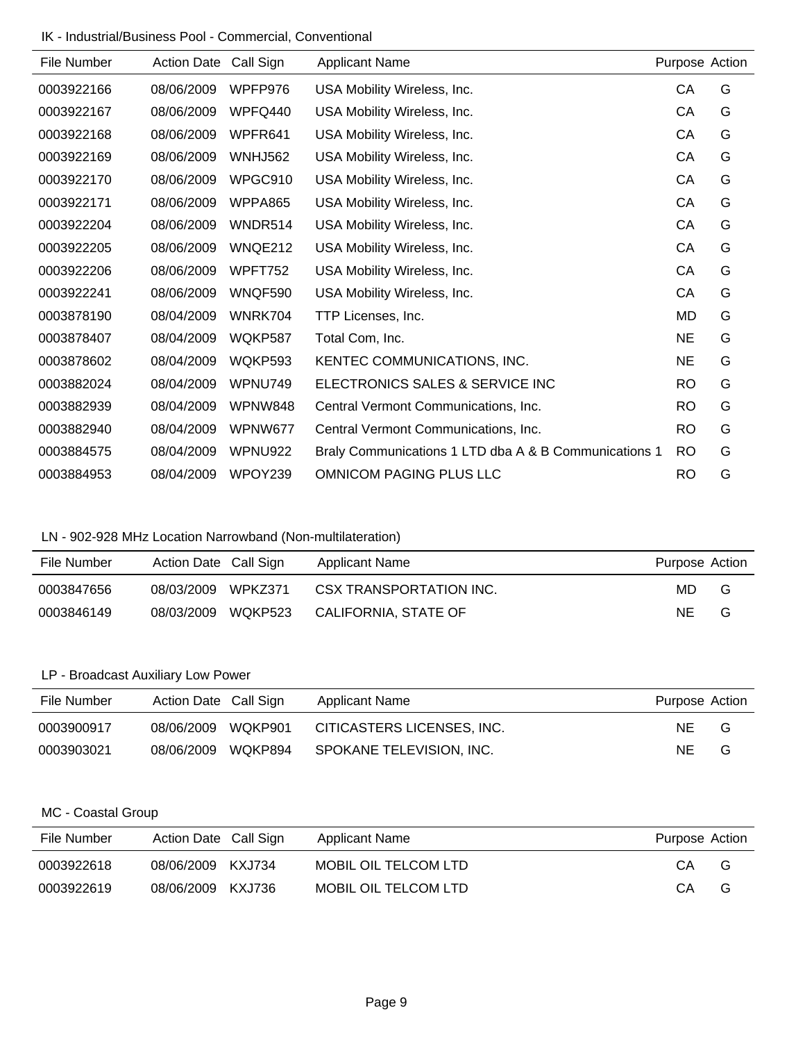IK - Industrial/Business Pool - Commercial, Conventional

| File Number | Action Date | Call Sign | Applicant Name | Purpose | Action |
|---|---|---|---|---|---|
| 0003922166 | 08/06/2009 | WPFP976 | USA Mobility Wireless, Inc. | CA | G |
| 0003922167 | 08/06/2009 | WPFQ440 | USA Mobility Wireless, Inc. | CA | G |
| 0003922168 | 08/06/2009 | WPFR641 | USA Mobility Wireless, Inc. | CA | G |
| 0003922169 | 08/06/2009 | WNHJ562 | USA Mobility Wireless, Inc. | CA | G |
| 0003922170 | 08/06/2009 | WPGC910 | USA Mobility Wireless, Inc. | CA | G |
| 0003922171 | 08/06/2009 | WPPA865 | USA Mobility Wireless, Inc. | CA | G |
| 0003922204 | 08/06/2009 | WNDR514 | USA Mobility Wireless, Inc. | CA | G |
| 0003922205 | 08/06/2009 | WNQE212 | USA Mobility Wireless, Inc. | CA | G |
| 0003922206 | 08/06/2009 | WPFT752 | USA Mobility Wireless, Inc. | CA | G |
| 0003922241 | 08/06/2009 | WNQF590 | USA Mobility Wireless, Inc. | CA | G |
| 0003878190 | 08/04/2009 | WNRK704 | TTP Licenses, Inc. | MD | G |
| 0003878407 | 08/04/2009 | WQKP587 | Total Com, Inc. | NE | G |
| 0003878602 | 08/04/2009 | WQKP593 | KENTEC COMMUNICATIONS, INC. | NE | G |
| 0003882024 | 08/04/2009 | WPNU749 | ELECTRONICS SALES & SERVICE INC | RO | G |
| 0003882939 | 08/04/2009 | WPNW848 | Central Vermont Communications, Inc. | RO | G |
| 0003882940 | 08/04/2009 | WPNW677 | Central Vermont Communications, Inc. | RO | G |
| 0003884575 | 08/04/2009 | WPNU922 | Braly Communications 1 LTD dba A & B Communications 1 | RO | G |
| 0003884953 | 08/04/2009 | WPOY239 | OMNICOM PAGING PLUS LLC | RO | G |

LN - 902-928 MHz Location Narrowband (Non-multilateration)

| File Number | Action Date | Call Sign | Applicant Name | Purpose | Action |
|---|---|---|---|---|---|
| 0003847656 | 08/03/2009 | WPKZ371 | CSX TRANSPORTATION INC. | MD | G |
| 0003846149 | 08/03/2009 | WQKP523 | CALIFORNIA, STATE OF | NE | G |

LP - Broadcast Auxiliary Low Power

| File Number | Action Date | Call Sign | Applicant Name | Purpose | Action |
|---|---|---|---|---|---|
| 0003900917 | 08/06/2009 | WQKP901 | CITICASTERS LICENSES, INC. | NE | G |
| 0003903021 | 08/06/2009 | WQKP894 | SPOKANE TELEVISION, INC. | NE | G |

MC - Coastal Group

| File Number | Action Date | Call Sign | Applicant Name | Purpose | Action |
|---|---|---|---|---|---|
| 0003922618 | 08/06/2009 | KXJ734 | MOBIL OIL TELCOM LTD | CA | G |
| 0003922619 | 08/06/2009 | KXJ736 | MOBIL OIL TELCOM LTD | CA | G |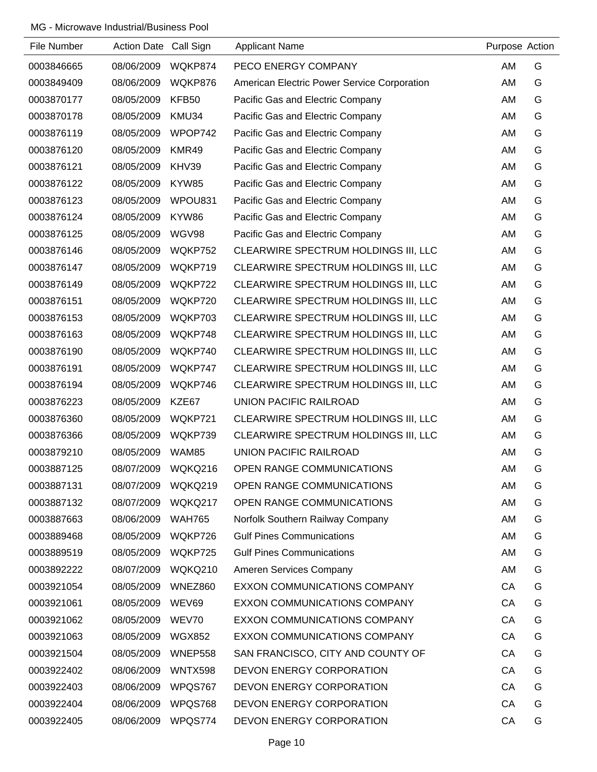MG - Microwave Industrial/Business Pool

| File Number | Action Date | Call Sign | Applicant Name | Purpose | Action |
|---|---|---|---|---|---|
| 0003846665 | 08/06/2009 | WQKP874 | PECO ENERGY COMPANY | AM | G |
| 0003849409 | 08/06/2009 | WQKP876 | American Electric Power Service Corporation | AM | G |
| 0003870177 | 08/05/2009 | KFB50 | Pacific Gas and Electric Company | AM | G |
| 0003870178 | 08/05/2009 | KMU34 | Pacific Gas and Electric Company | AM | G |
| 0003876119 | 08/05/2009 | WPOP742 | Pacific Gas and Electric Company | AM | G |
| 0003876120 | 08/05/2009 | KMR49 | Pacific Gas and Electric Company | AM | G |
| 0003876121 | 08/05/2009 | KHV39 | Pacific Gas and Electric Company | AM | G |
| 0003876122 | 08/05/2009 | KYW85 | Pacific Gas and Electric Company | AM | G |
| 0003876123 | 08/05/2009 | WPOU831 | Pacific Gas and Electric Company | AM | G |
| 0003876124 | 08/05/2009 | KYW86 | Pacific Gas and Electric Company | AM | G |
| 0003876125 | 08/05/2009 | WGV98 | Pacific Gas and Electric Company | AM | G |
| 0003876146 | 08/05/2009 | WQKP752 | CLEARWIRE SPECTRUM HOLDINGS III, LLC | AM | G |
| 0003876147 | 08/05/2009 | WQKP719 | CLEARWIRE SPECTRUM HOLDINGS III, LLC | AM | G |
| 0003876149 | 08/05/2009 | WQKP722 | CLEARWIRE SPECTRUM HOLDINGS III, LLC | AM | G |
| 0003876151 | 08/05/2009 | WQKP720 | CLEARWIRE SPECTRUM HOLDINGS III, LLC | AM | G |
| 0003876153 | 08/05/2009 | WQKP703 | CLEARWIRE SPECTRUM HOLDINGS III, LLC | AM | G |
| 0003876163 | 08/05/2009 | WQKP748 | CLEARWIRE SPECTRUM HOLDINGS III, LLC | AM | G |
| 0003876190 | 08/05/2009 | WQKP740 | CLEARWIRE SPECTRUM HOLDINGS III, LLC | AM | G |
| 0003876191 | 08/05/2009 | WQKP747 | CLEARWIRE SPECTRUM HOLDINGS III, LLC | AM | G |
| 0003876194 | 08/05/2009 | WQKP746 | CLEARWIRE SPECTRUM HOLDINGS III, LLC | AM | G |
| 0003876223 | 08/05/2009 | KZE67 | UNION PACIFIC RAILROAD | AM | G |
| 0003876360 | 08/05/2009 | WQKP721 | CLEARWIRE SPECTRUM HOLDINGS III, LLC | AM | G |
| 0003876366 | 08/05/2009 | WQKP739 | CLEARWIRE SPECTRUM HOLDINGS III, LLC | AM | G |
| 0003879210 | 08/05/2009 | WAM85 | UNION PACIFIC RAILROAD | AM | G |
| 0003887125 | 08/07/2009 | WQKQ216 | OPEN RANGE COMMUNICATIONS | AM | G |
| 0003887131 | 08/07/2009 | WQKQ219 | OPEN RANGE COMMUNICATIONS | AM | G |
| 0003887132 | 08/07/2009 | WQKQ217 | OPEN RANGE COMMUNICATIONS | AM | G |
| 0003887663 | 08/06/2009 | WAH765 | Norfolk Southern Railway Company | AM | G |
| 0003889468 | 08/05/2009 | WQKP726 | Gulf Pines Communications | AM | G |
| 0003889519 | 08/05/2009 | WQKP725 | Gulf Pines Communications | AM | G |
| 0003892222 | 08/07/2009 | WQKQ210 | Ameren Services Company | AM | G |
| 0003921054 | 08/05/2009 | WNEZ860 | EXXON COMMUNICATIONS COMPANY | CA | G |
| 0003921061 | 08/05/2009 | WEV69 | EXXON COMMUNICATIONS COMPANY | CA | G |
| 0003921062 | 08/05/2009 | WEV70 | EXXON COMMUNICATIONS COMPANY | CA | G |
| 0003921063 | 08/05/2009 | WGX852 | EXXON COMMUNICATIONS COMPANY | CA | G |
| 0003921504 | 08/05/2009 | WNEP558 | SAN FRANCISCO, CITY AND COUNTY OF | CA | G |
| 0003922402 | 08/06/2009 | WNTX598 | DEVON ENERGY CORPORATION | CA | G |
| 0003922403 | 08/06/2009 | WPQS767 | DEVON ENERGY CORPORATION | CA | G |
| 0003922404 | 08/06/2009 | WPQS768 | DEVON ENERGY CORPORATION | CA | G |
| 0003922405 | 08/06/2009 | WPQS774 | DEVON ENERGY CORPORATION | CA | G |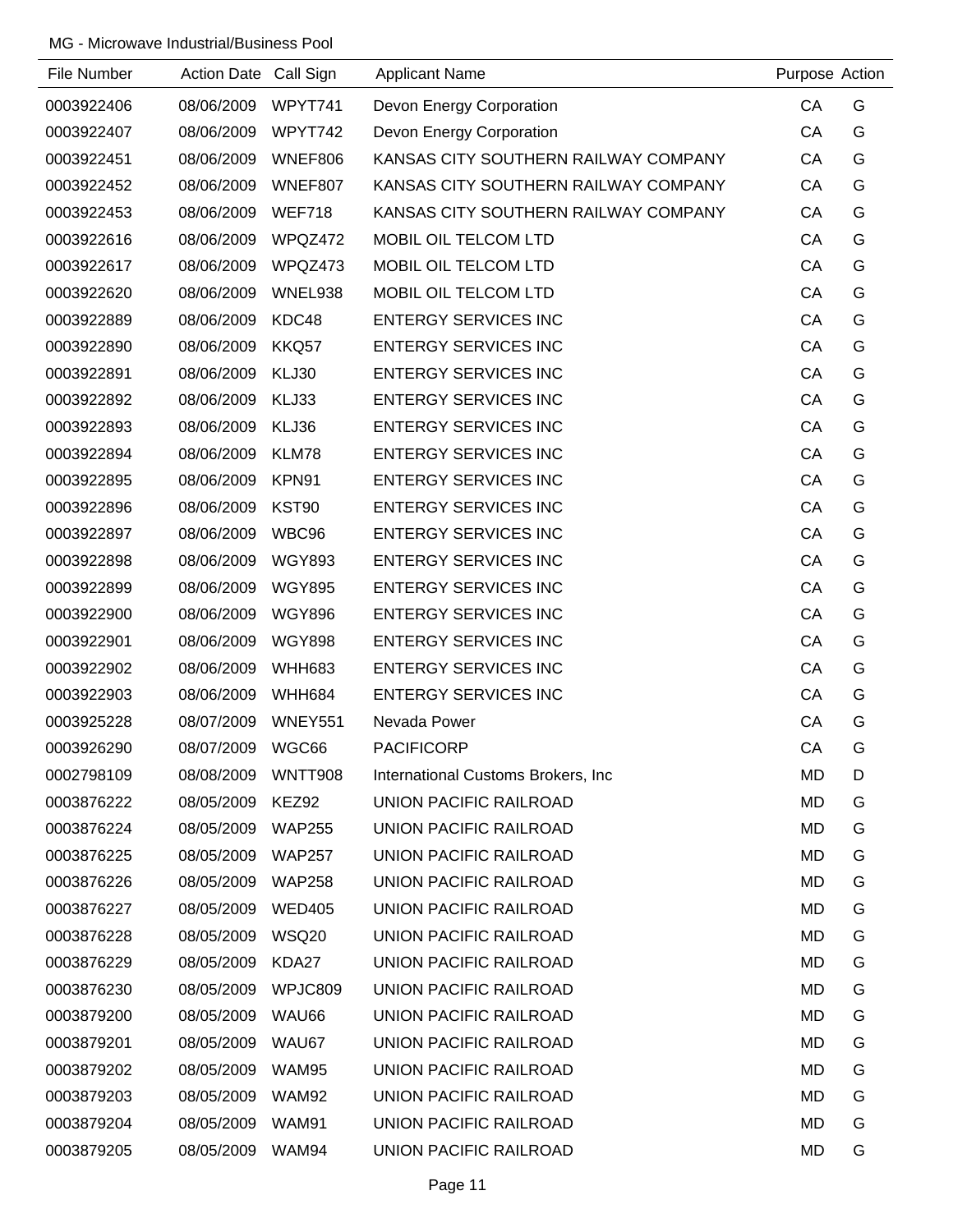MG - Microwave Industrial/Business Pool

| File Number | Action Date | Call Sign | Applicant Name | Purpose | Action |
|---|---|---|---|---|---|
| 0003922406 | 08/06/2009 | WPYT741 | Devon Energy Corporation | CA | G |
| 0003922407 | 08/06/2009 | WPYT742 | Devon Energy Corporation | CA | G |
| 0003922451 | 08/06/2009 | WNEF806 | KANSAS CITY SOUTHERN RAILWAY COMPANY | CA | G |
| 0003922452 | 08/06/2009 | WNEF807 | KANSAS CITY SOUTHERN RAILWAY COMPANY | CA | G |
| 0003922453 | 08/06/2009 | WEF718 | KANSAS CITY SOUTHERN RAILWAY COMPANY | CA | G |
| 0003922616 | 08/06/2009 | WPQZ472 | MOBIL OIL TELCOM LTD | CA | G |
| 0003922617 | 08/06/2009 | WPQZ473 | MOBIL OIL TELCOM LTD | CA | G |
| 0003922620 | 08/06/2009 | WNEL938 | MOBIL OIL TELCOM LTD | CA | G |
| 0003922889 | 08/06/2009 | KDC48 | ENTERGY SERVICES INC | CA | G |
| 0003922890 | 08/06/2009 | KKQ57 | ENTERGY SERVICES INC | CA | G |
| 0003922891 | 08/06/2009 | KLJ30 | ENTERGY SERVICES INC | CA | G |
| 0003922892 | 08/06/2009 | KLJ33 | ENTERGY SERVICES INC | CA | G |
| 0003922893 | 08/06/2009 | KLJ36 | ENTERGY SERVICES INC | CA | G |
| 0003922894 | 08/06/2009 | KLM78 | ENTERGY SERVICES INC | CA | G |
| 0003922895 | 08/06/2009 | KPN91 | ENTERGY SERVICES INC | CA | G |
| 0003922896 | 08/06/2009 | KST90 | ENTERGY SERVICES INC | CA | G |
| 0003922897 | 08/06/2009 | WBC96 | ENTERGY SERVICES INC | CA | G |
| 0003922898 | 08/06/2009 | WGY893 | ENTERGY SERVICES INC | CA | G |
| 0003922899 | 08/06/2009 | WGY895 | ENTERGY SERVICES INC | CA | G |
| 0003922900 | 08/06/2009 | WGY896 | ENTERGY SERVICES INC | CA | G |
| 0003922901 | 08/06/2009 | WGY898 | ENTERGY SERVICES INC | CA | G |
| 0003922902 | 08/06/2009 | WHH683 | ENTERGY SERVICES INC | CA | G |
| 0003922903 | 08/06/2009 | WHH684 | ENTERGY SERVICES INC | CA | G |
| 0003925228 | 08/07/2009 | WNEY551 | Nevada Power | CA | G |
| 0003926290 | 08/07/2009 | WGC66 | PACIFICORP | CA | G |
| 0002798109 | 08/08/2009 | WNTT908 | International Customs Brokers, Inc | MD | D |
| 0003876222 | 08/05/2009 | KEZ92 | UNION PACIFIC RAILROAD | MD | G |
| 0003876224 | 08/05/2009 | WAP255 | UNION PACIFIC RAILROAD | MD | G |
| 0003876225 | 08/05/2009 | WAP257 | UNION PACIFIC RAILROAD | MD | G |
| 0003876226 | 08/05/2009 | WAP258 | UNION PACIFIC RAILROAD | MD | G |
| 0003876227 | 08/05/2009 | WED405 | UNION PACIFIC RAILROAD | MD | G |
| 0003876228 | 08/05/2009 | WSQ20 | UNION PACIFIC RAILROAD | MD | G |
| 0003876229 | 08/05/2009 | KDA27 | UNION PACIFIC RAILROAD | MD | G |
| 0003876230 | 08/05/2009 | WPJC809 | UNION PACIFIC RAILROAD | MD | G |
| 0003879200 | 08/05/2009 | WAU66 | UNION PACIFIC RAILROAD | MD | G |
| 0003879201 | 08/05/2009 | WAU67 | UNION PACIFIC RAILROAD | MD | G |
| 0003879202 | 08/05/2009 | WAM95 | UNION PACIFIC RAILROAD | MD | G |
| 0003879203 | 08/05/2009 | WAM92 | UNION PACIFIC RAILROAD | MD | G |
| 0003879204 | 08/05/2009 | WAM91 | UNION PACIFIC RAILROAD | MD | G |
| 0003879205 | 08/05/2009 | WAM94 | UNION PACIFIC RAILROAD | MD | G |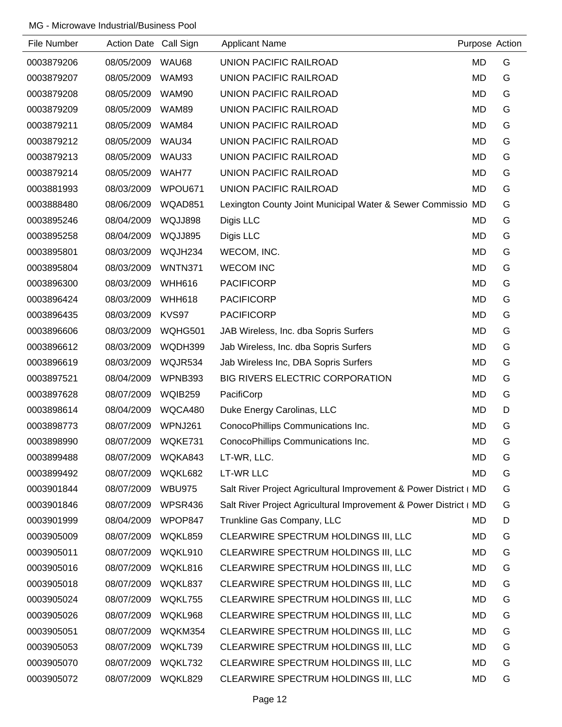MG - Microwave Industrial/Business Pool

| File Number | Action Date | Call Sign | Applicant Name | Purpose | Action |
|---|---|---|---|---|---|
| 0003879206 | 08/05/2009 | WAU68 | UNION PACIFIC RAILROAD | MD | G |
| 0003879207 | 08/05/2009 | WAM93 | UNION PACIFIC RAILROAD | MD | G |
| 0003879208 | 08/05/2009 | WAM90 | UNION PACIFIC RAILROAD | MD | G |
| 0003879209 | 08/05/2009 | WAM89 | UNION PACIFIC RAILROAD | MD | G |
| 0003879211 | 08/05/2009 | WAM84 | UNION PACIFIC RAILROAD | MD | G |
| 0003879212 | 08/05/2009 | WAU34 | UNION PACIFIC RAILROAD | MD | G |
| 0003879213 | 08/05/2009 | WAU33 | UNION PACIFIC RAILROAD | MD | G |
| 0003879214 | 08/05/2009 | WAH77 | UNION PACIFIC RAILROAD | MD | G |
| 0003881993 | 08/03/2009 | WPOU671 | UNION PACIFIC RAILROAD | MD | G |
| 0003888480 | 08/06/2009 | WQAD851 | Lexington County Joint Municipal Water & Sewer Commissio | MD | G |
| 0003895246 | 08/04/2009 | WQJJ898 | Digis LLC | MD | G |
| 0003895258 | 08/04/2009 | WQJJ895 | Digis LLC | MD | G |
| 0003895801 | 08/03/2009 | WQJH234 | WECOM, INC. | MD | G |
| 0003895804 | 08/03/2009 | WNTN371 | WECOM INC | MD | G |
| 0003896300 | 08/03/2009 | WHH616 | PACIFICORP | MD | G |
| 0003896424 | 08/03/2009 | WHH618 | PACIFICORP | MD | G |
| 0003896435 | 08/03/2009 | KVS97 | PACIFICORP | MD | G |
| 0003896606 | 08/03/2009 | WQHG501 | JAB Wireless, Inc. dba Sopris Surfers | MD | G |
| 0003896612 | 08/03/2009 | WQDH399 | Jab Wireless, Inc. dba Sopris Surfers | MD | G |
| 0003896619 | 08/03/2009 | WQJR534 | Jab Wireless Inc, DBA Sopris Surfers | MD | G |
| 0003897521 | 08/04/2009 | WPNB393 | BIG RIVERS ELECTRIC CORPORATION | MD | G |
| 0003897628 | 08/07/2009 | WQIB259 | PacifiCorp | MD | G |
| 0003898614 | 08/04/2009 | WQCA480 | Duke Energy Carolinas, LLC | MD | D |
| 0003898773 | 08/07/2009 | WPNJ261 | ConocoPhillips Communications Inc. | MD | G |
| 0003898990 | 08/07/2009 | WQKE731 | ConocoPhillips Communications Inc. | MD | G |
| 0003899488 | 08/07/2009 | WQKA843 | LT-WR, LLC. | MD | G |
| 0003899492 | 08/07/2009 | WQKL682 | LT-WR LLC | MD | G |
| 0003901844 | 08/07/2009 | WBU975 | Salt River Project Agricultural Improvement & Power District ( | MD | G |
| 0003901846 | 08/07/2009 | WPSR436 | Salt River Project Agricultural Improvement & Power District ( | MD | G |
| 0003901999 | 08/04/2009 | WPOP847 | Trunkline Gas Company, LLC | MD | D |
| 0003905009 | 08/07/2009 | WQKL859 | CLEARWIRE SPECTRUM HOLDINGS III, LLC | MD | G |
| 0003905011 | 08/07/2009 | WQKL910 | CLEARWIRE SPECTRUM HOLDINGS III, LLC | MD | G |
| 0003905016 | 08/07/2009 | WQKL816 | CLEARWIRE SPECTRUM HOLDINGS III, LLC | MD | G |
| 0003905018 | 08/07/2009 | WQKL837 | CLEARWIRE SPECTRUM HOLDINGS III, LLC | MD | G |
| 0003905024 | 08/07/2009 | WQKL755 | CLEARWIRE SPECTRUM HOLDINGS III, LLC | MD | G |
| 0003905026 | 08/07/2009 | WQKL968 | CLEARWIRE SPECTRUM HOLDINGS III, LLC | MD | G |
| 0003905051 | 08/07/2009 | WQKM354 | CLEARWIRE SPECTRUM HOLDINGS III, LLC | MD | G |
| 0003905053 | 08/07/2009 | WQKL739 | CLEARWIRE SPECTRUM HOLDINGS III, LLC | MD | G |
| 0003905070 | 08/07/2009 | WQKL732 | CLEARWIRE SPECTRUM HOLDINGS III, LLC | MD | G |
| 0003905072 | 08/07/2009 | WQKL829 | CLEARWIRE SPECTRUM HOLDINGS III, LLC | MD | G |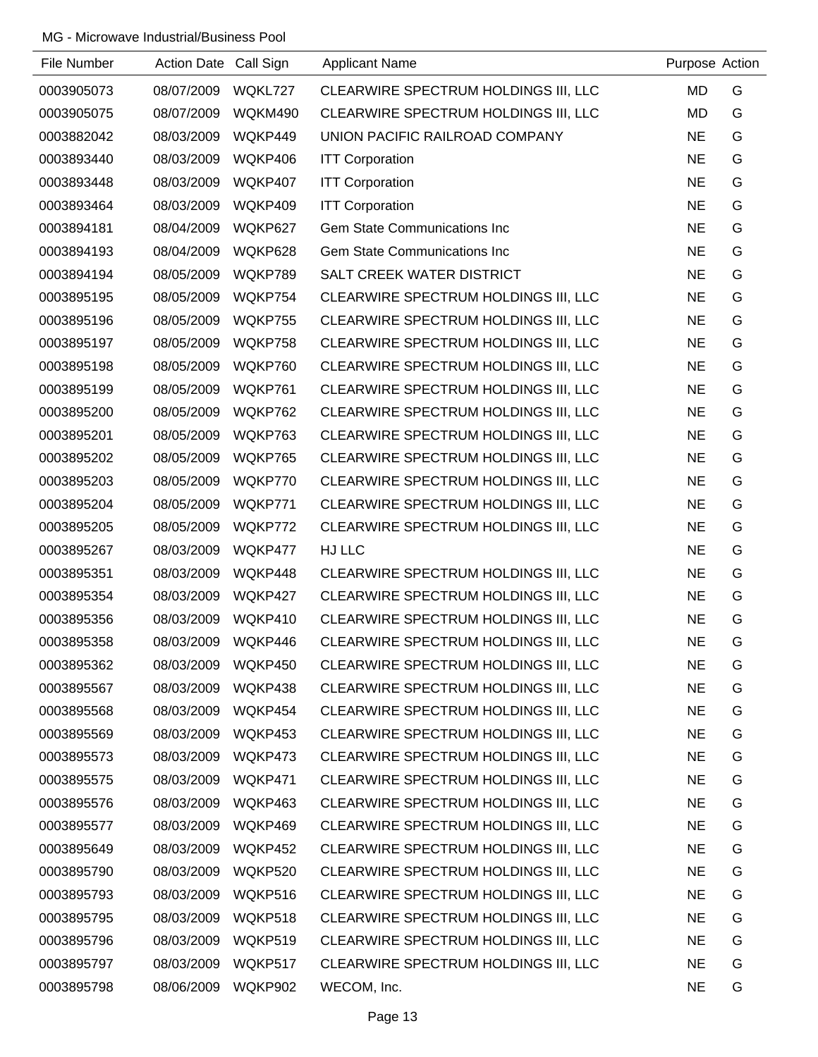MG - Microwave Industrial/Business Pool

| File Number | Action Date | Call Sign | Applicant Name | Purpose | Action |
|---|---|---|---|---|---|
| 0003905073 | 08/07/2009 | WQKL727 | CLEARWIRE SPECTRUM HOLDINGS III, LLC | MD | G |
| 0003905075 | 08/07/2009 | WQKM490 | CLEARWIRE SPECTRUM HOLDINGS III, LLC | MD | G |
| 0003882042 | 08/03/2009 | WQKP449 | UNION PACIFIC RAILROAD COMPANY | NE | G |
| 0003893440 | 08/03/2009 | WQKP406 | ITT Corporation | NE | G |
| 0003893448 | 08/03/2009 | WQKP407 | ITT Corporation | NE | G |
| 0003893464 | 08/03/2009 | WQKP409 | ITT Corporation | NE | G |
| 0003894181 | 08/04/2009 | WQKP627 | Gem State Communications Inc | NE | G |
| 0003894193 | 08/04/2009 | WQKP628 | Gem State Communications Inc | NE | G |
| 0003894194 | 08/05/2009 | WQKP789 | SALT CREEK WATER DISTRICT | NE | G |
| 0003895195 | 08/05/2009 | WQKP754 | CLEARWIRE SPECTRUM HOLDINGS III, LLC | NE | G |
| 0003895196 | 08/05/2009 | WQKP755 | CLEARWIRE SPECTRUM HOLDINGS III, LLC | NE | G |
| 0003895197 | 08/05/2009 | WQKP758 | CLEARWIRE SPECTRUM HOLDINGS III, LLC | NE | G |
| 0003895198 | 08/05/2009 | WQKP760 | CLEARWIRE SPECTRUM HOLDINGS III, LLC | NE | G |
| 0003895199 | 08/05/2009 | WQKP761 | CLEARWIRE SPECTRUM HOLDINGS III, LLC | NE | G |
| 0003895200 | 08/05/2009 | WQKP762 | CLEARWIRE SPECTRUM HOLDINGS III, LLC | NE | G |
| 0003895201 | 08/05/2009 | WQKP763 | CLEARWIRE SPECTRUM HOLDINGS III, LLC | NE | G |
| 0003895202 | 08/05/2009 | WQKP765 | CLEARWIRE SPECTRUM HOLDINGS III, LLC | NE | G |
| 0003895203 | 08/05/2009 | WQKP770 | CLEARWIRE SPECTRUM HOLDINGS III, LLC | NE | G |
| 0003895204 | 08/05/2009 | WQKP771 | CLEARWIRE SPECTRUM HOLDINGS III, LLC | NE | G |
| 0003895205 | 08/05/2009 | WQKP772 | CLEARWIRE SPECTRUM HOLDINGS III, LLC | NE | G |
| 0003895267 | 08/03/2009 | WQKP477 | HJ LLC | NE | G |
| 0003895351 | 08/03/2009 | WQKP448 | CLEARWIRE SPECTRUM HOLDINGS III, LLC | NE | G |
| 0003895354 | 08/03/2009 | WQKP427 | CLEARWIRE SPECTRUM HOLDINGS III, LLC | NE | G |
| 0003895356 | 08/03/2009 | WQKP410 | CLEARWIRE SPECTRUM HOLDINGS III, LLC | NE | G |
| 0003895358 | 08/03/2009 | WQKP446 | CLEARWIRE SPECTRUM HOLDINGS III, LLC | NE | G |
| 0003895362 | 08/03/2009 | WQKP450 | CLEARWIRE SPECTRUM HOLDINGS III, LLC | NE | G |
| 0003895567 | 08/03/2009 | WQKP438 | CLEARWIRE SPECTRUM HOLDINGS III, LLC | NE | G |
| 0003895568 | 08/03/2009 | WQKP454 | CLEARWIRE SPECTRUM HOLDINGS III, LLC | NE | G |
| 0003895569 | 08/03/2009 | WQKP453 | CLEARWIRE SPECTRUM HOLDINGS III, LLC | NE | G |
| 0003895573 | 08/03/2009 | WQKP473 | CLEARWIRE SPECTRUM HOLDINGS III, LLC | NE | G |
| 0003895575 | 08/03/2009 | WQKP471 | CLEARWIRE SPECTRUM HOLDINGS III, LLC | NE | G |
| 0003895576 | 08/03/2009 | WQKP463 | CLEARWIRE SPECTRUM HOLDINGS III, LLC | NE | G |
| 0003895577 | 08/03/2009 | WQKP469 | CLEARWIRE SPECTRUM HOLDINGS III, LLC | NE | G |
| 0003895649 | 08/03/2009 | WQKP452 | CLEARWIRE SPECTRUM HOLDINGS III, LLC | NE | G |
| 0003895790 | 08/03/2009 | WQKP520 | CLEARWIRE SPECTRUM HOLDINGS III, LLC | NE | G |
| 0003895793 | 08/03/2009 | WQKP516 | CLEARWIRE SPECTRUM HOLDINGS III, LLC | NE | G |
| 0003895795 | 08/03/2009 | WQKP518 | CLEARWIRE SPECTRUM HOLDINGS III, LLC | NE | G |
| 0003895796 | 08/03/2009 | WQKP519 | CLEARWIRE SPECTRUM HOLDINGS III, LLC | NE | G |
| 0003895797 | 08/03/2009 | WQKP517 | CLEARWIRE SPECTRUM HOLDINGS III, LLC | NE | G |
| 0003895798 | 08/06/2009 | WQKP902 | WECOM, Inc. | NE | G |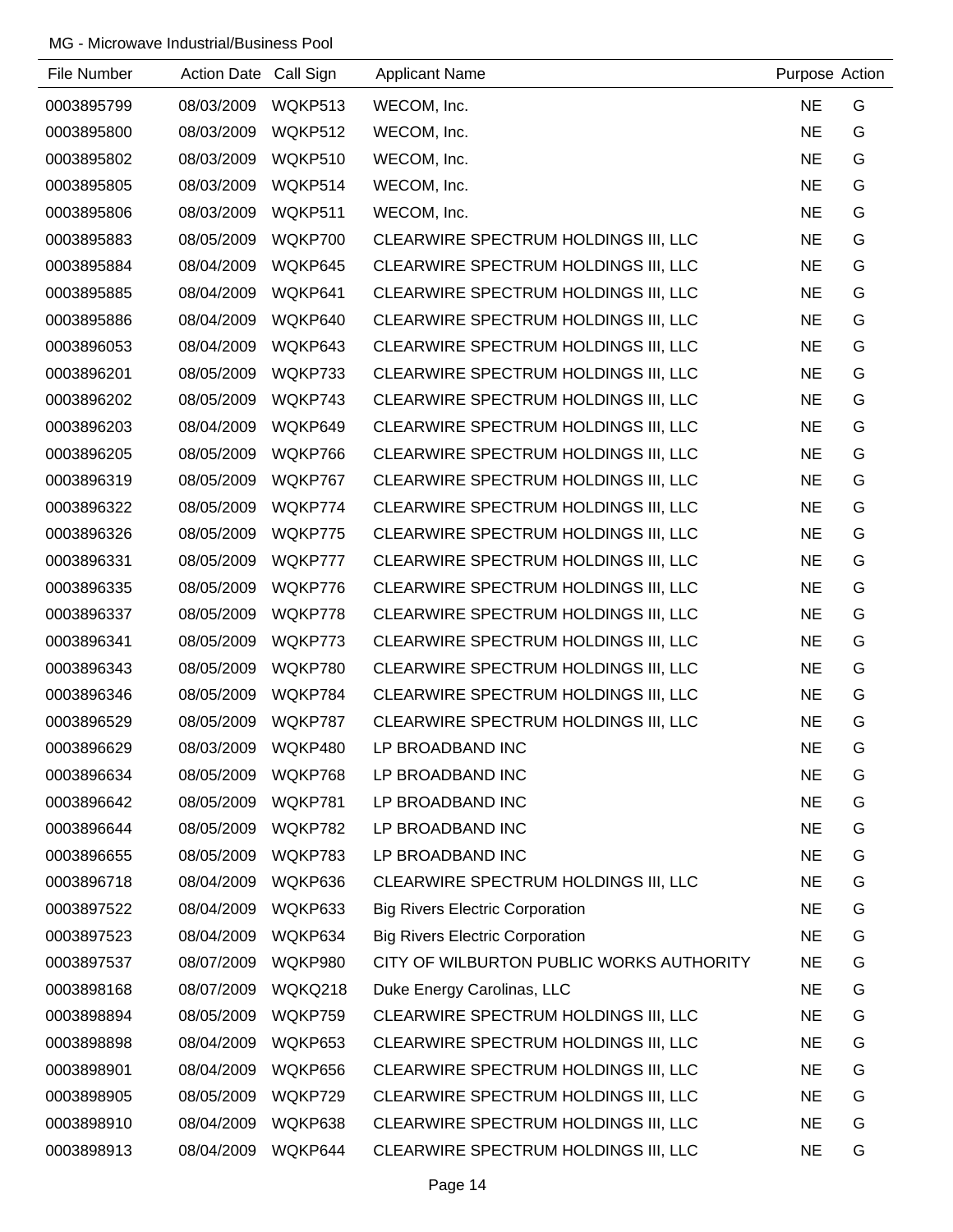MG - Microwave Industrial/Business Pool

| File Number | Action Date | Call Sign | Applicant Name | Purpose | Action |
|---|---|---|---|---|---|
| 0003895799 | 08/03/2009 | WQKP513 | WECOM, Inc. | NE | G |
| 0003895800 | 08/03/2009 | WQKP512 | WECOM, Inc. | NE | G |
| 0003895802 | 08/03/2009 | WQKP510 | WECOM, Inc. | NE | G |
| 0003895805 | 08/03/2009 | WQKP514 | WECOM, Inc. | NE | G |
| 0003895806 | 08/03/2009 | WQKP511 | WECOM, Inc. | NE | G |
| 0003895883 | 08/05/2009 | WQKP700 | CLEARWIRE SPECTRUM HOLDINGS III, LLC | NE | G |
| 0003895884 | 08/04/2009 | WQKP645 | CLEARWIRE SPECTRUM HOLDINGS III, LLC | NE | G |
| 0003895885 | 08/04/2009 | WQKP641 | CLEARWIRE SPECTRUM HOLDINGS III, LLC | NE | G |
| 0003895886 | 08/04/2009 | WQKP640 | CLEARWIRE SPECTRUM HOLDINGS III, LLC | NE | G |
| 0003896053 | 08/04/2009 | WQKP643 | CLEARWIRE SPECTRUM HOLDINGS III, LLC | NE | G |
| 0003896201 | 08/05/2009 | WQKP733 | CLEARWIRE SPECTRUM HOLDINGS III, LLC | NE | G |
| 0003896202 | 08/05/2009 | WQKP743 | CLEARWIRE SPECTRUM HOLDINGS III, LLC | NE | G |
| 0003896203 | 08/04/2009 | WQKP649 | CLEARWIRE SPECTRUM HOLDINGS III, LLC | NE | G |
| 0003896205 | 08/05/2009 | WQKP766 | CLEARWIRE SPECTRUM HOLDINGS III, LLC | NE | G |
| 0003896319 | 08/05/2009 | WQKP767 | CLEARWIRE SPECTRUM HOLDINGS III, LLC | NE | G |
| 0003896322 | 08/05/2009 | WQKP774 | CLEARWIRE SPECTRUM HOLDINGS III, LLC | NE | G |
| 0003896326 | 08/05/2009 | WQKP775 | CLEARWIRE SPECTRUM HOLDINGS III, LLC | NE | G |
| 0003896331 | 08/05/2009 | WQKP777 | CLEARWIRE SPECTRUM HOLDINGS III, LLC | NE | G |
| 0003896335 | 08/05/2009 | WQKP776 | CLEARWIRE SPECTRUM HOLDINGS III, LLC | NE | G |
| 0003896337 | 08/05/2009 | WQKP778 | CLEARWIRE SPECTRUM HOLDINGS III, LLC | NE | G |
| 0003896341 | 08/05/2009 | WQKP773 | CLEARWIRE SPECTRUM HOLDINGS III, LLC | NE | G |
| 0003896343 | 08/05/2009 | WQKP780 | CLEARWIRE SPECTRUM HOLDINGS III, LLC | NE | G |
| 0003896346 | 08/05/2009 | WQKP784 | CLEARWIRE SPECTRUM HOLDINGS III, LLC | NE | G |
| 0003896529 | 08/05/2009 | WQKP787 | CLEARWIRE SPECTRUM HOLDINGS III, LLC | NE | G |
| 0003896629 | 08/03/2009 | WQKP480 | LP BROADBAND INC | NE | G |
| 0003896634 | 08/05/2009 | WQKP768 | LP BROADBAND INC | NE | G |
| 0003896642 | 08/05/2009 | WQKP781 | LP BROADBAND INC | NE | G |
| 0003896644 | 08/05/2009 | WQKP782 | LP BROADBAND INC | NE | G |
| 0003896655 | 08/05/2009 | WQKP783 | LP BROADBAND INC | NE | G |
| 0003896718 | 08/04/2009 | WQKP636 | CLEARWIRE SPECTRUM HOLDINGS III, LLC | NE | G |
| 0003897522 | 08/04/2009 | WQKP633 | Big Rivers Electric Corporation | NE | G |
| 0003897523 | 08/04/2009 | WQKP634 | Big Rivers Electric Corporation | NE | G |
| 0003897537 | 08/07/2009 | WQKP980 | CITY OF WILBURTON PUBLIC WORKS AUTHORITY | NE | G |
| 0003898168 | 08/07/2009 | WQKQ218 | Duke Energy Carolinas, LLC | NE | G |
| 0003898894 | 08/05/2009 | WQKP759 | CLEARWIRE SPECTRUM HOLDINGS III, LLC | NE | G |
| 0003898898 | 08/04/2009 | WQKP653 | CLEARWIRE SPECTRUM HOLDINGS III, LLC | NE | G |
| 0003898901 | 08/04/2009 | WQKP656 | CLEARWIRE SPECTRUM HOLDINGS III, LLC | NE | G |
| 0003898905 | 08/05/2009 | WQKP729 | CLEARWIRE SPECTRUM HOLDINGS III, LLC | NE | G |
| 0003898910 | 08/04/2009 | WQKP638 | CLEARWIRE SPECTRUM HOLDINGS III, LLC | NE | G |
| 0003898913 | 08/04/2009 | WQKP644 | CLEARWIRE SPECTRUM HOLDINGS III, LLC | NE | G |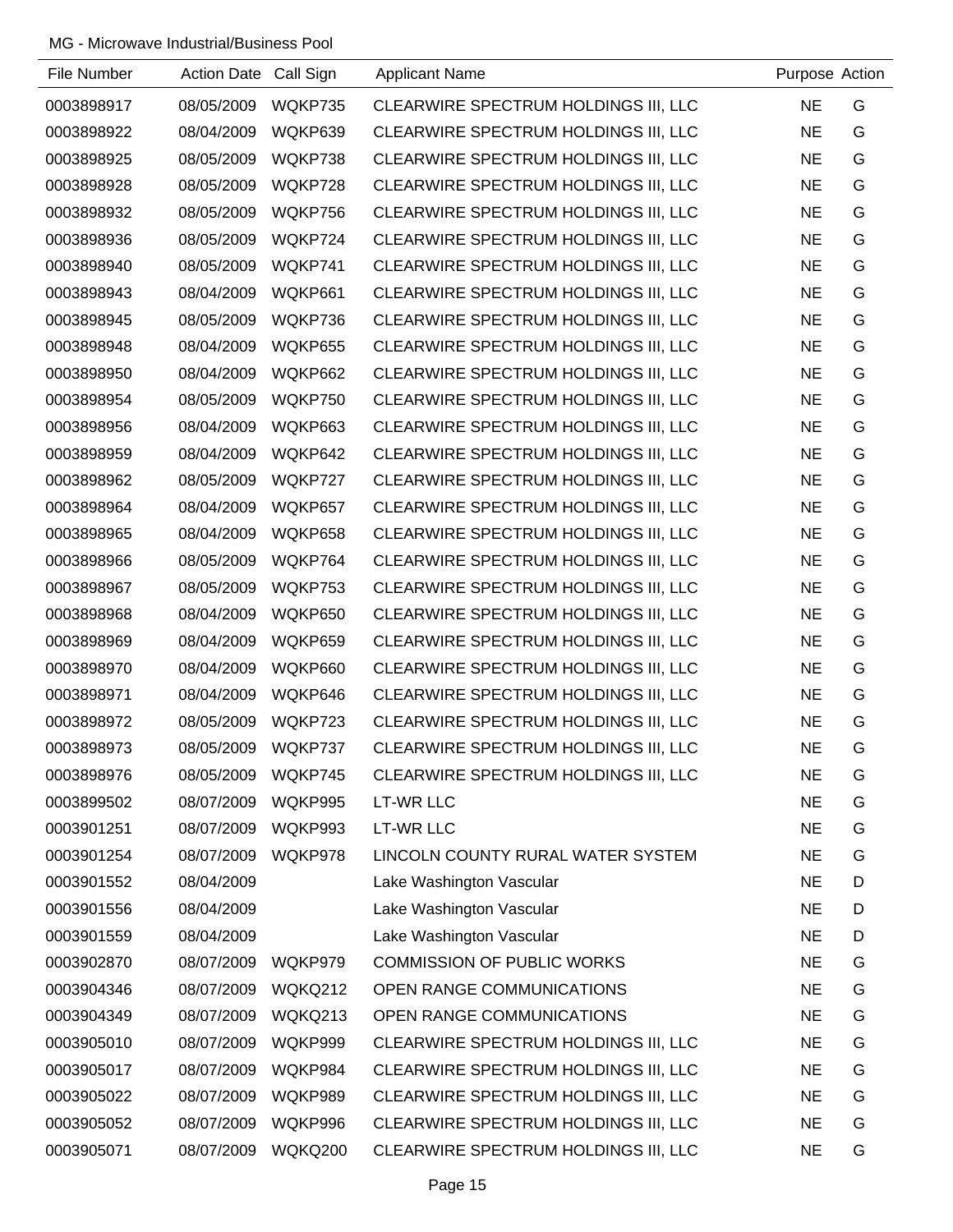MG - Microwave Industrial/Business Pool

| File Number | Action Date | Call Sign | Applicant Name | Purpose | Action |
|---|---|---|---|---|---|
| 0003898917 | 08/05/2009 | WQKP735 | CLEARWIRE SPECTRUM HOLDINGS III, LLC | NE | G |
| 0003898922 | 08/04/2009 | WQKP639 | CLEARWIRE SPECTRUM HOLDINGS III, LLC | NE | G |
| 0003898925 | 08/05/2009 | WQKP738 | CLEARWIRE SPECTRUM HOLDINGS III, LLC | NE | G |
| 0003898928 | 08/05/2009 | WQKP728 | CLEARWIRE SPECTRUM HOLDINGS III, LLC | NE | G |
| 0003898932 | 08/05/2009 | WQKP756 | CLEARWIRE SPECTRUM HOLDINGS III, LLC | NE | G |
| 0003898936 | 08/05/2009 | WQKP724 | CLEARWIRE SPECTRUM HOLDINGS III, LLC | NE | G |
| 0003898940 | 08/05/2009 | WQKP741 | CLEARWIRE SPECTRUM HOLDINGS III, LLC | NE | G |
| 0003898943 | 08/04/2009 | WQKP661 | CLEARWIRE SPECTRUM HOLDINGS III, LLC | NE | G |
| 0003898945 | 08/05/2009 | WQKP736 | CLEARWIRE SPECTRUM HOLDINGS III, LLC | NE | G |
| 0003898948 | 08/04/2009 | WQKP655 | CLEARWIRE SPECTRUM HOLDINGS III, LLC | NE | G |
| 0003898950 | 08/04/2009 | WQKP662 | CLEARWIRE SPECTRUM HOLDINGS III, LLC | NE | G |
| 0003898954 | 08/05/2009 | WQKP750 | CLEARWIRE SPECTRUM HOLDINGS III, LLC | NE | G |
| 0003898956 | 08/04/2009 | WQKP663 | CLEARWIRE SPECTRUM HOLDINGS III, LLC | NE | G |
| 0003898959 | 08/04/2009 | WQKP642 | CLEARWIRE SPECTRUM HOLDINGS III, LLC | NE | G |
| 0003898962 | 08/05/2009 | WQKP727 | CLEARWIRE SPECTRUM HOLDINGS III, LLC | NE | G |
| 0003898964 | 08/04/2009 | WQKP657 | CLEARWIRE SPECTRUM HOLDINGS III, LLC | NE | G |
| 0003898965 | 08/04/2009 | WQKP658 | CLEARWIRE SPECTRUM HOLDINGS III, LLC | NE | G |
| 0003898966 | 08/05/2009 | WQKP764 | CLEARWIRE SPECTRUM HOLDINGS III, LLC | NE | G |
| 0003898967 | 08/05/2009 | WQKP753 | CLEARWIRE SPECTRUM HOLDINGS III, LLC | NE | G |
| 0003898968 | 08/04/2009 | WQKP650 | CLEARWIRE SPECTRUM HOLDINGS III, LLC | NE | G |
| 0003898969 | 08/04/2009 | WQKP659 | CLEARWIRE SPECTRUM HOLDINGS III, LLC | NE | G |
| 0003898970 | 08/04/2009 | WQKP660 | CLEARWIRE SPECTRUM HOLDINGS III, LLC | NE | G |
| 0003898971 | 08/04/2009 | WQKP646 | CLEARWIRE SPECTRUM HOLDINGS III, LLC | NE | G |
| 0003898972 | 08/05/2009 | WQKP723 | CLEARWIRE SPECTRUM HOLDINGS III, LLC | NE | G |
| 0003898973 | 08/05/2009 | WQKP737 | CLEARWIRE SPECTRUM HOLDINGS III, LLC | NE | G |
| 0003898976 | 08/05/2009 | WQKP745 | CLEARWIRE SPECTRUM HOLDINGS III, LLC | NE | G |
| 0003899502 | 08/07/2009 | WQKP995 | LT-WR LLC | NE | G |
| 0003901251 | 08/07/2009 | WQKP993 | LT-WR LLC | NE | G |
| 0003901254 | 08/07/2009 | WQKP978 | LINCOLN COUNTY RURAL WATER SYSTEM | NE | G |
| 0003901552 | 08/04/2009 | | Lake Washington Vascular | NE | D |
| 0003901556 | 08/04/2009 | | Lake Washington Vascular | NE | D |
| 0003901559 | 08/04/2009 | | Lake Washington Vascular | NE | D |
| 0003902870 | 08/07/2009 | WQKP979 | COMMISSION OF PUBLIC WORKS | NE | G |
| 0003904346 | 08/07/2009 | WQKQ212 | OPEN RANGE COMMUNICATIONS | NE | G |
| 0003904349 | 08/07/2009 | WQKQ213 | OPEN RANGE COMMUNICATIONS | NE | G |
| 0003905010 | 08/07/2009 | WQKP999 | CLEARWIRE SPECTRUM HOLDINGS III, LLC | NE | G |
| 0003905017 | 08/07/2009 | WQKP984 | CLEARWIRE SPECTRUM HOLDINGS III, LLC | NE | G |
| 0003905022 | 08/07/2009 | WQKP989 | CLEARWIRE SPECTRUM HOLDINGS III, LLC | NE | G |
| 0003905052 | 08/07/2009 | WQKP996 | CLEARWIRE SPECTRUM HOLDINGS III, LLC | NE | G |
| 0003905071 | 08/07/2009 | WQKQ200 | CLEARWIRE SPECTRUM HOLDINGS III, LLC | NE | G |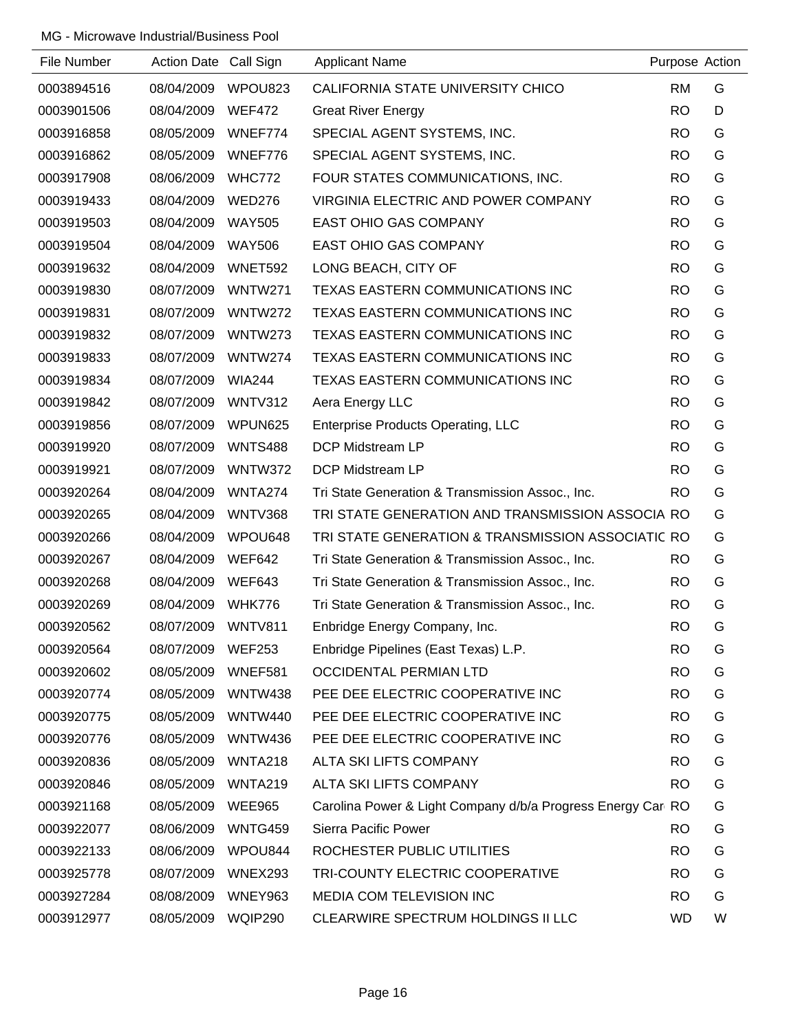MG - Microwave Industrial/Business Pool

| File Number | Action Date | Call Sign | Applicant Name | Purpose | Action |
|---|---|---|---|---|---|
| 0003894516 | 08/04/2009 | WPOU823 | CALIFORNIA STATE UNIVERSITY CHICO | RM | G |
| 0003901506 | 08/04/2009 | WEF472 | Great River Energy | RO | D |
| 0003916858 | 08/05/2009 | WNEF774 | SPECIAL AGENT SYSTEMS, INC. | RO | G |
| 0003916862 | 08/05/2009 | WNEF776 | SPECIAL AGENT SYSTEMS, INC. | RO | G |
| 0003917908 | 08/06/2009 | WHC772 | FOUR STATES COMMUNICATIONS, INC. | RO | G |
| 0003919433 | 08/04/2009 | WED276 | VIRGINIA ELECTRIC AND POWER COMPANY | RO | G |
| 0003919503 | 08/04/2009 | WAY505 | EAST OHIO GAS COMPANY | RO | G |
| 0003919504 | 08/04/2009 | WAY506 | EAST OHIO GAS COMPANY | RO | G |
| 0003919632 | 08/04/2009 | WNET592 | LONG BEACH, CITY OF | RO | G |
| 0003919830 | 08/07/2009 | WNTW271 | TEXAS EASTERN COMMUNICATIONS INC | RO | G |
| 0003919831 | 08/07/2009 | WNTW272 | TEXAS EASTERN COMMUNICATIONS INC | RO | G |
| 0003919832 | 08/07/2009 | WNTW273 | TEXAS EASTERN COMMUNICATIONS INC | RO | G |
| 0003919833 | 08/07/2009 | WNTW274 | TEXAS EASTERN COMMUNICATIONS INC | RO | G |
| 0003919834 | 08/07/2009 | WIA244 | TEXAS EASTERN COMMUNICATIONS INC | RO | G |
| 0003919842 | 08/07/2009 | WNTV312 | Aera Energy LLC | RO | G |
| 0003919856 | 08/07/2009 | WPUN625 | Enterprise Products Operating, LLC | RO | G |
| 0003919920 | 08/07/2009 | WNTS488 | DCP Midstream LP | RO | G |
| 0003919921 | 08/07/2009 | WNTW372 | DCP Midstream LP | RO | G |
| 0003920264 | 08/04/2009 | WNTA274 | Tri State Generation & Transmission Assoc., Inc. | RO | G |
| 0003920265 | 08/04/2009 | WNTV368 | TRI STATE GENERATION AND TRANSMISSION ASSOCIA | RO | G |
| 0003920266 | 08/04/2009 | WPOU648 | TRI STATE GENERATION & TRANSMISSION ASSOCIATIC | RO | G |
| 0003920267 | 08/04/2009 | WEF642 | Tri State Generation & Transmission Assoc., Inc. | RO | G |
| 0003920268 | 08/04/2009 | WEF643 | Tri State Generation & Transmission Assoc., Inc. | RO | G |
| 0003920269 | 08/04/2009 | WHK776 | Tri State Generation & Transmission Assoc., Inc. | RO | G |
| 0003920562 | 08/07/2009 | WNTV811 | Enbridge Energy Company, Inc. | RO | G |
| 0003920564 | 08/07/2009 | WEF253 | Enbridge Pipelines (East Texas) L.P. | RO | G |
| 0003920602 | 08/05/2009 | WNEF581 | OCCIDENTAL PERMIAN LTD | RO | G |
| 0003920774 | 08/05/2009 | WNTW438 | PEE DEE ELECTRIC COOPERATIVE INC | RO | G |
| 0003920775 | 08/05/2009 | WNTW440 | PEE DEE ELECTRIC COOPERATIVE INC | RO | G |
| 0003920776 | 08/05/2009 | WNTW436 | PEE DEE ELECTRIC COOPERATIVE INC | RO | G |
| 0003920836 | 08/05/2009 | WNTA218 | ALTA SKI LIFTS COMPANY | RO | G |
| 0003920846 | 08/05/2009 | WNTA219 | ALTA SKI LIFTS COMPANY | RO | G |
| 0003921168 | 08/05/2009 | WEE965 | Carolina Power & Light Company d/b/a Progress Energy Car | RO | G |
| 0003922077 | 08/06/2009 | WNTG459 | Sierra Pacific Power | RO | G |
| 0003922133 | 08/06/2009 | WPOU844 | ROCHESTER PUBLIC UTILITIES | RO | G |
| 0003925778 | 08/07/2009 | WNEX293 | TRI-COUNTY ELECTRIC COOPERATIVE | RO | G |
| 0003927284 | 08/08/2009 | WNEY963 | MEDIA COM TELEVISION INC | RO | G |
| 0003912977 | 08/05/2009 | WQIP290 | CLEARWIRE SPECTRUM HOLDINGS II LLC | WD | W |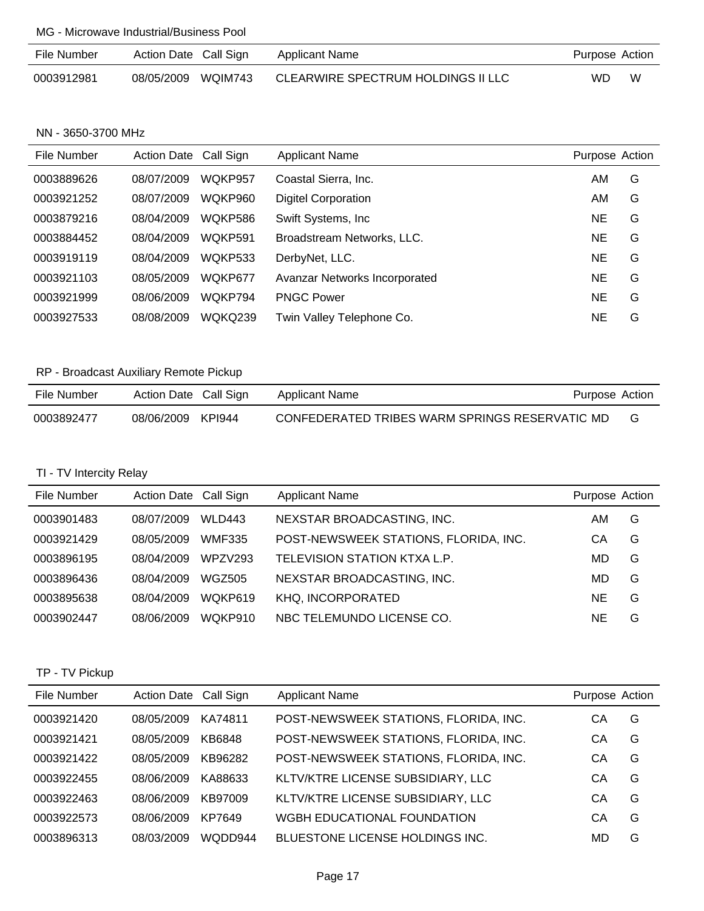## MG - Microwave Industrial/Business Pool

| File Number | Action Date | Call Sign | Applicant Name | Purpose | Action |
| --- | --- | --- | --- | --- | --- |
| 0003912981 | 08/05/2009 | WQIM743 | CLEARWIRE SPECTRUM HOLDINGS II LLC | WD | W |

## NN - 3650-3700 MHz

| File Number | Action Date | Call Sign | Applicant Name | Purpose | Action |
| --- | --- | --- | --- | --- | --- |
| 0003889626 | 08/07/2009 | WQKP957 | Coastal Sierra, Inc. | AM | G |
| 0003921252 | 08/07/2009 | WQKP960 | Digitel Corporation | AM | G |
| 0003879216 | 08/04/2009 | WQKP586 | Swift Systems, Inc | NE | G |
| 0003884452 | 08/04/2009 | WQKP591 | Broadstream Networks, LLC. | NE | G |
| 0003919119 | 08/04/2009 | WQKP533 | DerbyNet, LLC. | NE | G |
| 0003921103 | 08/05/2009 | WQKP677 | Avanzar Networks Incorporated | NE | G |
| 0003921999 | 08/06/2009 | WQKP794 | PNGC Power | NE | G |
| 0003927533 | 08/08/2009 | WQKQ239 | Twin Valley Telephone Co. | NE | G |

## RP - Broadcast Auxiliary Remote Pickup

| File Number | Action Date | Call Sign | Applicant Name | Purpose | Action |
| --- | --- | --- | --- | --- | --- |
| 0003892477 | 08/06/2009 | KPI944 | CONFEDERATED TRIBES WARM SPRINGS RESERVATIC | MD | G |

## TI - TV Intercity Relay

| File Number | Action Date | Call Sign | Applicant Name | Purpose | Action |
| --- | --- | --- | --- | --- | --- |
| 0003901483 | 08/07/2009 | WLD443 | NEXSTAR BROADCASTING, INC. | AM | G |
| 0003921429 | 08/05/2009 | WMF335 | POST-NEWSWEEK STATIONS, FLORIDA, INC. | CA | G |
| 0003896195 | 08/04/2009 | WPZV293 | TELEVISION STATION KTXA L.P. | MD | G |
| 0003896436 | 08/04/2009 | WGZ505 | NEXSTAR BROADCASTING, INC. | MD | G |
| 0003895638 | 08/04/2009 | WQKP619 | KHQ, INCORPORATED | NE | G |
| 0003902447 | 08/06/2009 | WQKP910 | NBC TELEMUNDO LICENSE CO. | NE | G |

## TP - TV Pickup

| File Number | Action Date | Call Sign | Applicant Name | Purpose | Action |
| --- | --- | --- | --- | --- | --- |
| 0003921420 | 08/05/2009 | KA74811 | POST-NEWSWEEK STATIONS, FLORIDA, INC. | CA | G |
| 0003921421 | 08/05/2009 | KB6848 | POST-NEWSWEEK STATIONS, FLORIDA, INC. | CA | G |
| 0003921422 | 08/05/2009 | KB96282 | POST-NEWSWEEK STATIONS, FLORIDA, INC. | CA | G |
| 0003922455 | 08/06/2009 | KA88633 | KLTV/KTRE LICENSE SUBSIDIARY, LLC | CA | G |
| 0003922463 | 08/06/2009 | KB97009 | KLTV/KTRE LICENSE SUBSIDIARY, LLC | CA | G |
| 0003922573 | 08/06/2009 | KP7649 | WGBH EDUCATIONAL FOUNDATION | CA | G |
| 0003896313 | 08/03/2009 | WQDD944 | BLUESTONE LICENSE HOLDINGS INC. | MD | G |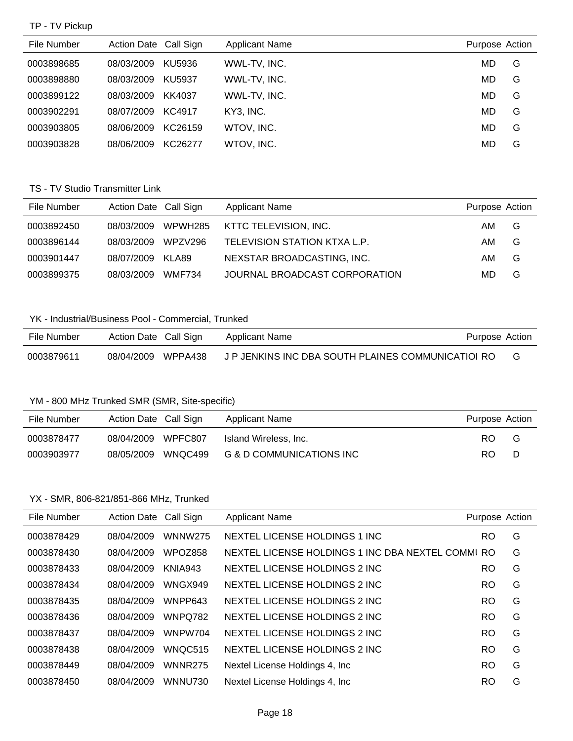TP - TV Pickup

| File Number | Action Date | Call Sign | Applicant Name | Purpose | Action |
|---|---|---|---|---|---|
| 0003898685 | 08/03/2009 | KU5936 | WWL-TV, INC. | MD | G |
| 0003898880 | 08/03/2009 | KU5937 | WWL-TV, INC. | MD | G |
| 0003899122 | 08/03/2009 | KK4037 | WWL-TV, INC. | MD | G |
| 0003902291 | 08/07/2009 | KC4917 | KY3, INC. | MD | G |
| 0003903805 | 08/06/2009 | KC26159 | WTOV, INC. | MD | G |
| 0003903828 | 08/06/2009 | KC26277 | WTOV, INC. | MD | G |

TS - TV Studio Transmitter Link

| File Number | Action Date | Call Sign | Applicant Name | Purpose | Action |
|---|---|---|---|---|---|
| 0003892450 | 08/03/2009 | WPWH285 | KTTC TELEVISION, INC. | AM | G |
| 0003896144 | 08/03/2009 | WPZV296 | TELEVISION STATION KTXA L.P. | AM | G |
| 0003901447 | 08/07/2009 | KLA89 | NEXSTAR BROADCASTING, INC. | AM | G |
| 0003899375 | 08/03/2009 | WMF734 | JOURNAL BROADCAST CORPORATION | MD | G |

YK - Industrial/Business Pool - Commercial, Trunked

| File Number | Action Date | Call Sign | Applicant Name | Purpose | Action |
|---|---|---|---|---|---|
| 0003879611 | 08/04/2009 | WPPA438 | J P JENKINS INC DBA SOUTH PLAINES COMMUNICATIOI | RO | G |

YM - 800 MHz Trunked SMR (SMR, Site-specific)

| File Number | Action Date | Call Sign | Applicant Name | Purpose | Action |
|---|---|---|---|---|---|
| 0003878477 | 08/04/2009 | WPFC807 | Island Wireless, Inc. | RO | G |
| 0003903977 | 08/05/2009 | WNQC499 | G & D COMMUNICATIONS INC | RO | D |

YX - SMR, 806-821/851-866 MHz, Trunked

| File Number | Action Date | Call Sign | Applicant Name | Purpose | Action |
|---|---|---|---|---|---|
| 0003878429 | 08/04/2009 | WNNW275 | NEXTEL LICENSE HOLDINGS 1 INC | RO | G |
| 0003878430 | 08/04/2009 | WPOZ858 | NEXTEL LICENSE HOLDINGS 1 INC DBA NEXTEL COMMI | RO | G |
| 0003878433 | 08/04/2009 | KNIA943 | NEXTEL LICENSE HOLDINGS 2 INC | RO | G |
| 0003878434 | 08/04/2009 | WNGX949 | NEXTEL LICENSE HOLDINGS 2 INC | RO | G |
| 0003878435 | 08/04/2009 | WNPP643 | NEXTEL LICENSE HOLDINGS 2 INC | RO | G |
| 0003878436 | 08/04/2009 | WNPQ782 | NEXTEL LICENSE HOLDINGS 2 INC | RO | G |
| 0003878437 | 08/04/2009 | WNPW704 | NEXTEL LICENSE HOLDINGS 2 INC | RO | G |
| 0003878438 | 08/04/2009 | WNQC515 | NEXTEL LICENSE HOLDINGS 2 INC | RO | G |
| 0003878449 | 08/04/2009 | WNNR275 | Nextel License Holdings 4, Inc | RO | G |
| 0003878450 | 08/04/2009 | WNNU730 | Nextel License Holdings 4, Inc | RO | G |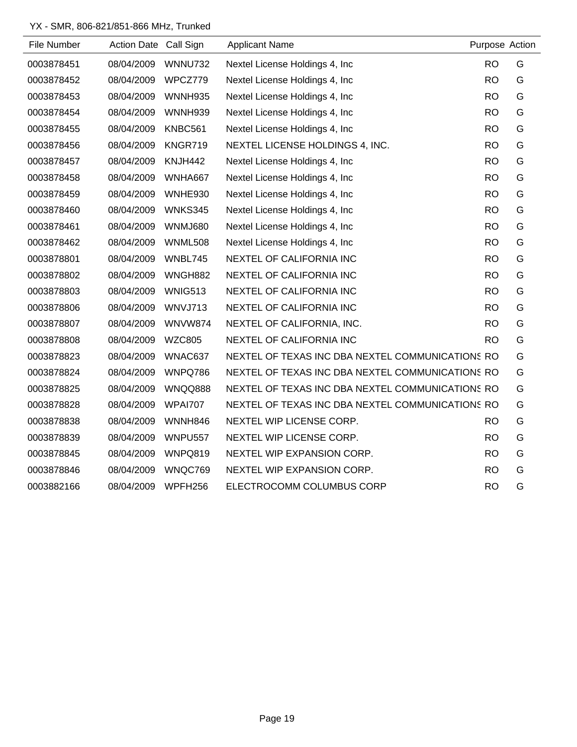YX - SMR, 806-821/851-866 MHz, Trunked

| File Number | Action Date | Call Sign | Applicant Name | Purpose | Action |
|---|---|---|---|---|---|
| 0003878451 | 08/04/2009 | WNNU732 | Nextel License Holdings 4, Inc | RO | G |
| 0003878452 | 08/04/2009 | WPCZ779 | Nextel License Holdings 4, Inc | RO | G |
| 0003878453 | 08/04/2009 | WNNH935 | Nextel License Holdings 4, Inc | RO | G |
| 0003878454 | 08/04/2009 | WNNH939 | Nextel License Holdings 4, Inc | RO | G |
| 0003878455 | 08/04/2009 | KNBC561 | Nextel License Holdings 4, Inc | RO | G |
| 0003878456 | 08/04/2009 | KNGR719 | NEXTEL LICENSE HOLDINGS 4, INC. | RO | G |
| 0003878457 | 08/04/2009 | KNJH442 | Nextel License Holdings 4, Inc | RO | G |
| 0003878458 | 08/04/2009 | WNHA667 | Nextel License Holdings 4, Inc | RO | G |
| 0003878459 | 08/04/2009 | WNHE930 | Nextel License Holdings 4, Inc | RO | G |
| 0003878460 | 08/04/2009 | WNKS345 | Nextel License Holdings 4, Inc | RO | G |
| 0003878461 | 08/04/2009 | WNMJ680 | Nextel License Holdings 4, Inc | RO | G |
| 0003878462 | 08/04/2009 | WNML508 | Nextel License Holdings 4, Inc | RO | G |
| 0003878801 | 08/04/2009 | WNBL745 | NEXTEL OF CALIFORNIA INC | RO | G |
| 0003878802 | 08/04/2009 | WNGH882 | NEXTEL OF CALIFORNIA INC | RO | G |
| 0003878803 | 08/04/2009 | WNIG513 | NEXTEL OF CALIFORNIA INC | RO | G |
| 0003878806 | 08/04/2009 | WNVJ713 | NEXTEL OF CALIFORNIA INC | RO | G |
| 0003878807 | 08/04/2009 | WNVW874 | NEXTEL OF CALIFORNIA, INC. | RO | G |
| 0003878808 | 08/04/2009 | WZC805 | NEXTEL OF CALIFORNIA INC | RO | G |
| 0003878823 | 08/04/2009 | WNAC637 | NEXTEL OF TEXAS INC DBA NEXTEL COMMUNICATIONS | RO | G |
| 0003878824 | 08/04/2009 | WNPQ786 | NEXTEL OF TEXAS INC DBA NEXTEL COMMUNICATIONS | RO | G |
| 0003878825 | 08/04/2009 | WNQQ888 | NEXTEL OF TEXAS INC DBA NEXTEL COMMUNICATIONS | RO | G |
| 0003878828 | 08/04/2009 | WPAI707 | NEXTEL OF TEXAS INC DBA NEXTEL COMMUNICATIONS | RO | G |
| 0003878838 | 08/04/2009 | WNNH846 | NEXTEL WIP LICENSE CORP. | RO | G |
| 0003878839 | 08/04/2009 | WNPU557 | NEXTEL WIP LICENSE CORP. | RO | G |
| 0003878845 | 08/04/2009 | WNPQ819 | NEXTEL WIP EXPANSION CORP. | RO | G |
| 0003878846 | 08/04/2009 | WNQC769 | NEXTEL WIP EXPANSION CORP. | RO | G |
| 0003882166 | 08/04/2009 | WPFH256 | ELECTROCOMM COLUMBUS CORP | RO | G |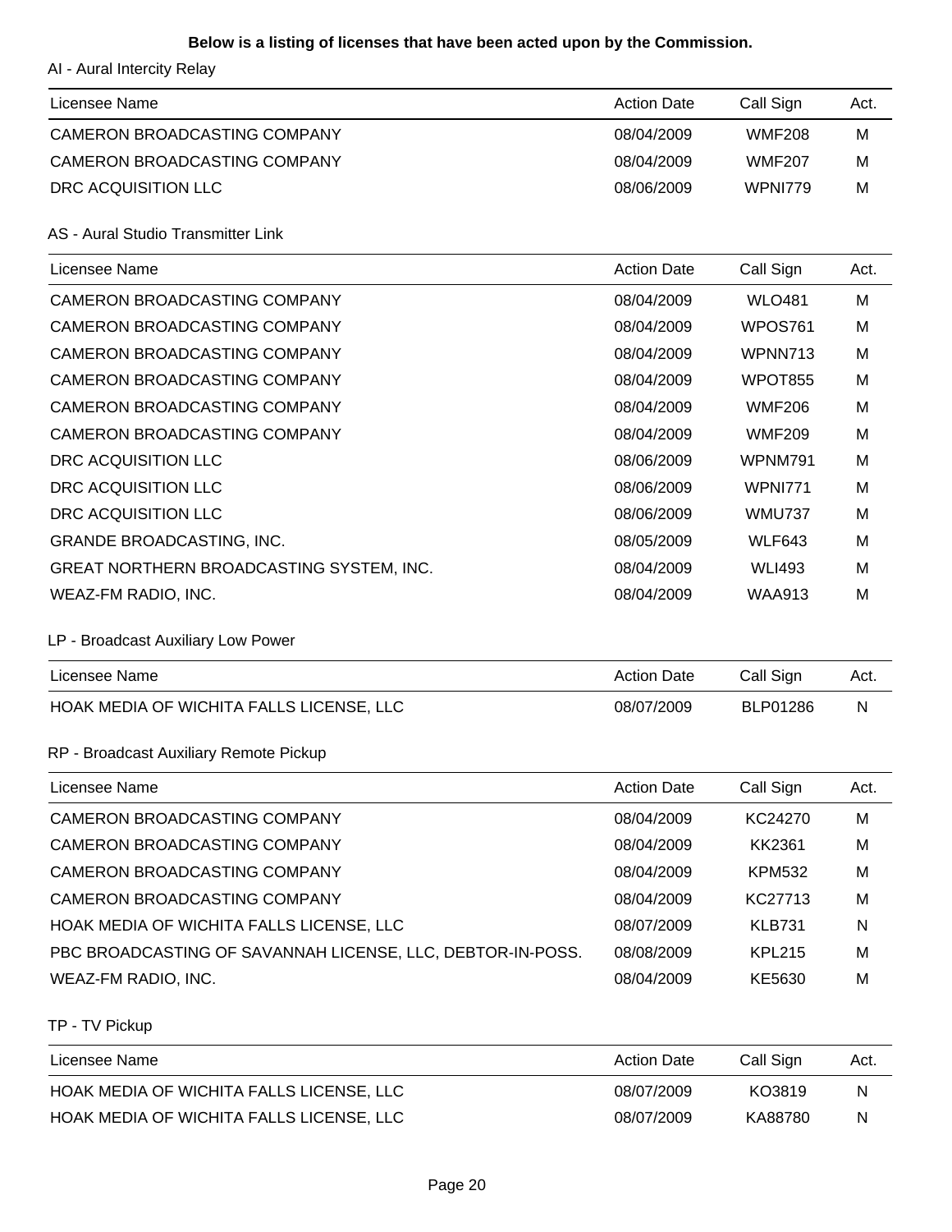**Below is a listing of licenses that have been acted upon by the Commission.**

AI - Aural Intercity Relay

| Licensee Name | Action Date | Call Sign | Act. |
|---|---|---|---|
| CAMERON BROADCASTING COMPANY | 08/04/2009 | WMF208 | M |
| CAMERON BROADCASTING COMPANY | 08/04/2009 | WMF207 | M |
| DRC ACQUISITION LLC | 08/06/2009 | WPNI779 | M |

AS - Aural Studio Transmitter Link

| Licensee Name | Action Date | Call Sign | Act. |
|---|---|---|---|
| CAMERON BROADCASTING COMPANY | 08/04/2009 | WLO481 | M |
| CAMERON BROADCASTING COMPANY | 08/04/2009 | WPOS761 | M |
| CAMERON BROADCASTING COMPANY | 08/04/2009 | WPNN713 | M |
| CAMERON BROADCASTING COMPANY | 08/04/2009 | WPOT855 | M |
| CAMERON BROADCASTING COMPANY | 08/04/2009 | WMF206 | M |
| CAMERON BROADCASTING COMPANY | 08/04/2009 | WMF209 | M |
| DRC ACQUISITION LLC | 08/06/2009 | WPNM791 | M |
| DRC ACQUISITION LLC | 08/06/2009 | WPNI771 | M |
| DRC ACQUISITION LLC | 08/06/2009 | WMU737 | M |
| GRANDE BROADCASTING, INC. | 08/05/2009 | WLF643 | M |
| GREAT NORTHERN BROADCASTING SYSTEM, INC. | 08/04/2009 | WLI493 | M |
| WEAZ-FM RADIO, INC. | 08/04/2009 | WAA913 | M |

LP - Broadcast Auxiliary Low Power

| Licensee Name | Action Date | Call Sign | Act. |
|---|---|---|---|
| HOAK MEDIA OF WICHITA FALLS LICENSE, LLC | 08/07/2009 | BLP01286 | N |

RP - Broadcast Auxiliary Remote Pickup

| Licensee Name | Action Date | Call Sign | Act. |
|---|---|---|---|
| CAMERON BROADCASTING COMPANY | 08/04/2009 | KC24270 | M |
| CAMERON BROADCASTING COMPANY | 08/04/2009 | KK2361 | M |
| CAMERON BROADCASTING COMPANY | 08/04/2009 | KPM532 | M |
| CAMERON BROADCASTING COMPANY | 08/04/2009 | KC27713 | M |
| HOAK MEDIA OF WICHITA FALLS LICENSE, LLC | 08/07/2009 | KLB731 | N |
| PBC BROADCASTING OF SAVANNAH LICENSE, LLC, DEBTOR-IN-POSS. | 08/08/2009 | KPL215 | M |
| WEAZ-FM RADIO, INC. | 08/04/2009 | KE5630 | M |

TP - TV Pickup

| Licensee Name | Action Date | Call Sign | Act. |
|---|---|---|---|
| HOAK MEDIA OF WICHITA FALLS LICENSE, LLC | 08/07/2009 | KO3819 | N |
| HOAK MEDIA OF WICHITA FALLS LICENSE, LLC | 08/07/2009 | KA88780 | N |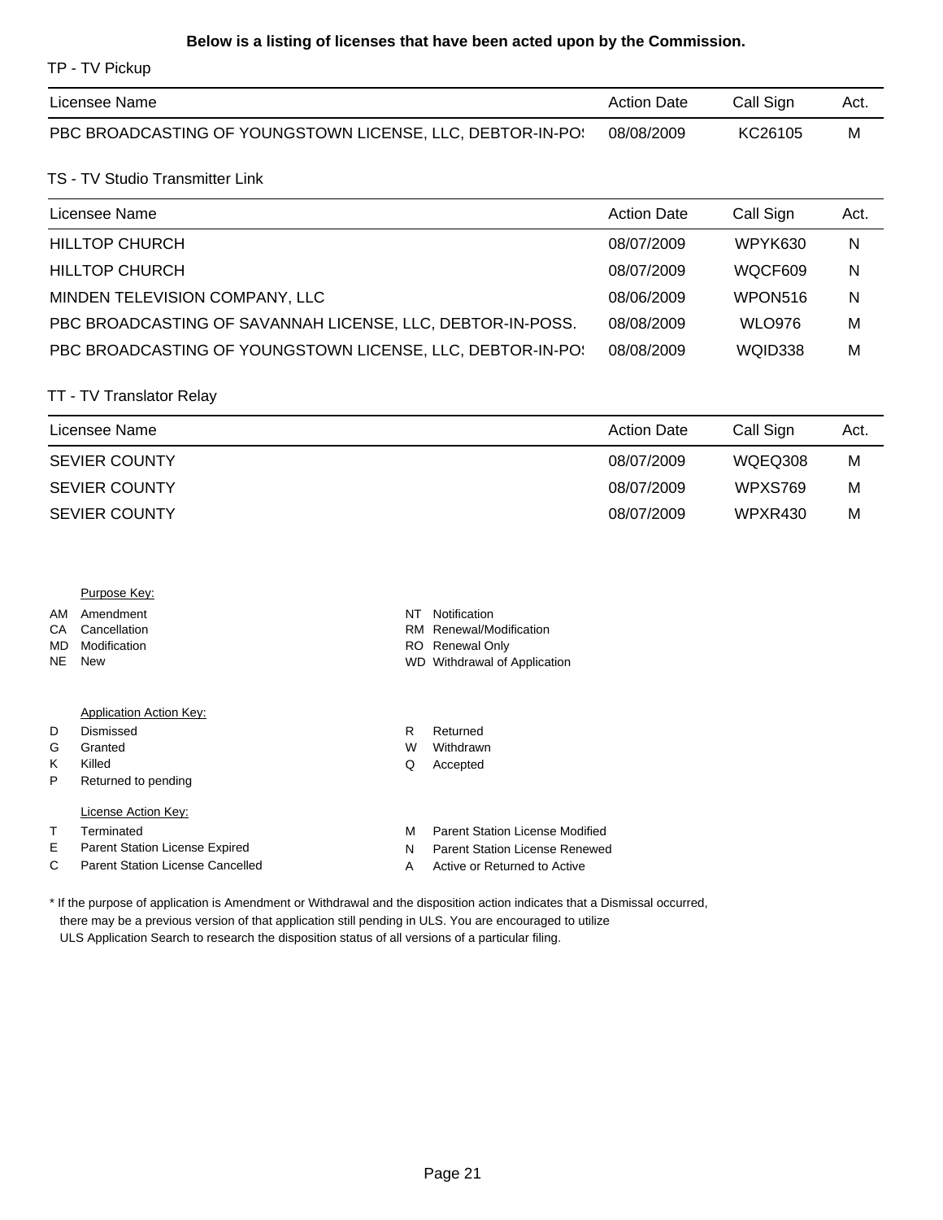**Below is a listing of licenses that have been acted upon by the Commission.**

TP - TV Pickup

| Licensee Name | Action Date | Call Sign | Act. |
|---|---|---|---|
| PBC BROADCASTING OF YOUNGSTOWN LICENSE, LLC, DEBTOR-IN-PO! | 08/08/2009 | KC26105 | M |

TS - TV Studio Transmitter Link

| Licensee Name | Action Date | Call Sign | Act. |
|---|---|---|---|
| HILLTOP CHURCH | 08/07/2009 | WPYK630 | N |
| HILLTOP CHURCH | 08/07/2009 | WQCF609 | N |
| MINDEN TELEVISION COMPANY, LLC | 08/06/2009 | WPON516 | N |
| PBC BROADCASTING OF SAVANNAH LICENSE, LLC, DEBTOR-IN-POSS. | 08/08/2009 | WLO976 | M |
| PBC BROADCASTING OF YOUNGSTOWN LICENSE, LLC, DEBTOR-IN-PO! | 08/08/2009 | WQID338 | M |

TT - TV Translator Relay

| Licensee Name | Action Date | Call Sign | Act. |
|---|---|---|---|
| SEVIER COUNTY | 08/07/2009 | WQEQ308 | M |
| SEVIER COUNTY | 08/07/2009 | WPXS769 | M |
| SEVIER COUNTY | 08/07/2009 | WPXR430 | M |

Purpose Key:

- AM Amendment
- CA Cancellation
- MD Modification
- NE New
- NT Notification
- RM Renewal/Modification
- RO Renewal Only
- WD Withdrawal of Application

Application Action Key:

- D Dismissed
- G Granted
- K Killed
- P Returned to pending
- R Returned
- W Withdrawn
- Q Accepted

License Action Key:

- T Terminated
- E Parent Station License Expired
- C Parent Station License Cancelled
- M Parent Station License Modified
- N Parent Station License Renewed
- A Active or Returned to Active

\* If the purpose of application is Amendment or Withdrawal and the disposition action indicates that a Dismissal occurred, there may be a previous version of that application still pending in ULS. You are encouraged to utilize ULS Application Search to research the disposition status of all versions of a particular filing.